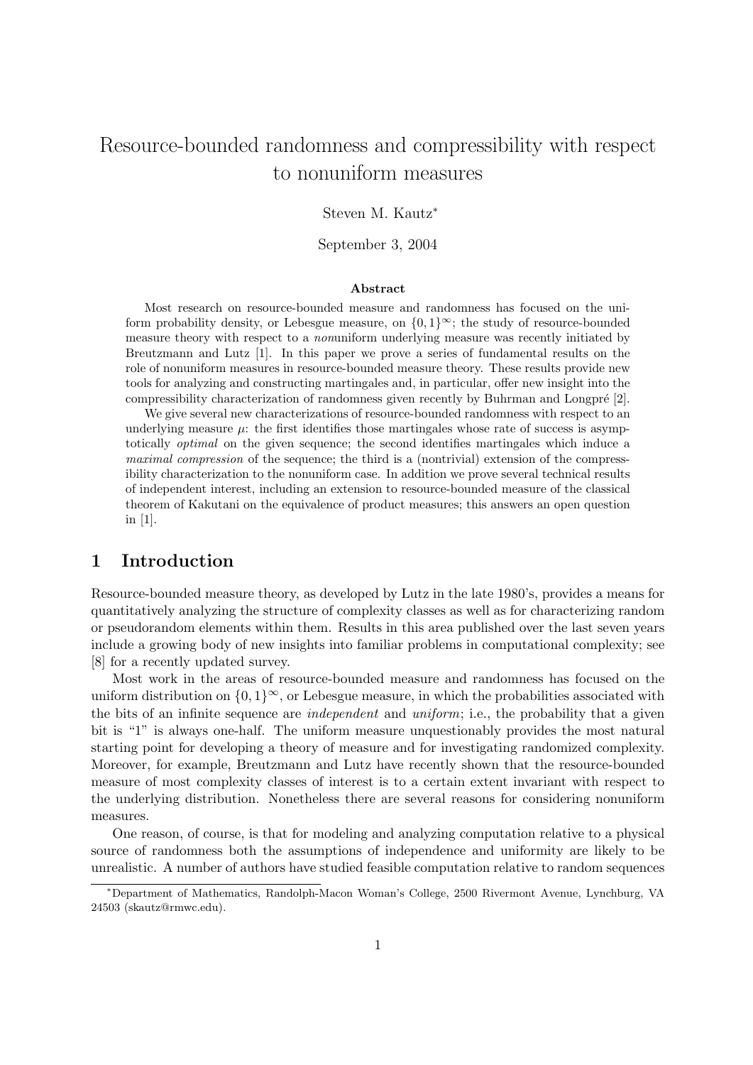# Resource-bounded randomness and compressibility with respect to nonuniform measures

Steven M. Kautz*

September 3, 2004

### Abstract

Most research on resource-bounded measure and randomness has focused on the uniform probability density, or Lebesgue measure, on $\{0,1\}^\infty$; the study of resource-bounded measure theory with respect to a *non*uniform underlying measure was recently initiated by Breutzmann and Lutz [1]. In this paper we prove a series of fundamental results on the role of nonuniform measures in resource-bounded measure theory. These results provide new tools for analyzing and constructing martingales and, in particular, offer new insight into the compressibility characterization of randomness given recently by Buhrman and Longpré [2].

We give several new characterizations of resource-bounded randomness with respect to an underlying measure $\mu$: the first identifies those martingales whose rate of success is asymptotically *optimal* on the given sequence; the second identifies martingales which induce a *maximal compression* of the sequence; the third is a (nontrivial) extension of the compressibility characterization to the nonuniform case. In addition we prove several technical results of independent interest, including an extension to resource-bounded measure of the classical theorem of Kakutani on the equivalence of product measures; this answers an open question in [1].

## 1 Introduction

Resource-bounded measure theory, as developed by Lutz in the late 1980's, provides a means for quantitatively analyzing the structure of complexity classes as well as for characterizing random or pseudorandom elements within them. Results in this area published over the last seven years include a growing body of new insights into familiar problems in computational complexity; see [8] for a recently updated survey.

Most work in the areas of resource-bounded measure and randomness has focused on the uniform distribution on $\{0,1\}^\infty$, or Lebesgue measure, in which the probabilities associated with the bits of an infinite sequence are *independent* and *uniform*; i.e., the probability that a given bit is "1" is always one-half. The uniform measure unquestionably provides the most natural starting point for developing a theory of measure and for investigating randomized complexity. Moreover, for example, Breutzmann and Lutz have recently shown that the resource-bounded measure of most complexity classes of interest is to a certain extent invariant with respect to the underlying distribution. Nonetheless there are several reasons for considering nonuniform measures.

One reason, of course, is that for modeling and analyzing computation relative to a physical source of randomness both the assumptions of independence and uniformity are likely to be unrealistic. A number of authors have studied feasible computation relative to random sequences

---

*Department of Mathematics, Randolph-Macon Woman's College, 2500 Rivermont Avenue, Lynchburg, VA 24503 (skautz@rmwc.edu).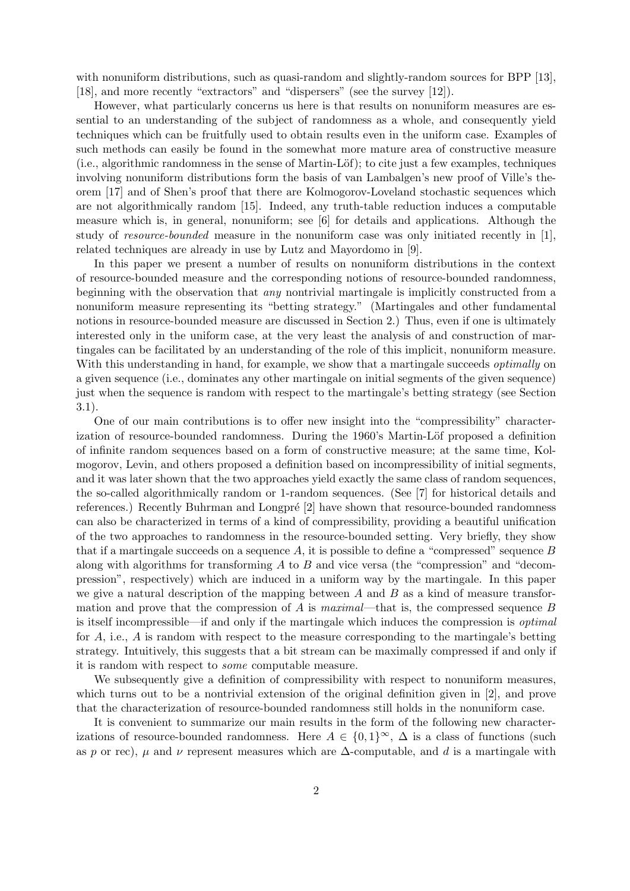with nonuniform distributions, such as quasi-random and slightly-random sources for BPP [13], [18], and more recently "extractors" and "dispersers" (see the survey [12]).

However, what particularly concerns us here is that results on nonuniform measures are essential to an understanding of the subject of randomness as a whole, and consequently yield techniques which can be fruitfully used to obtain results even in the uniform case. Examples of such methods can easily be found in the somewhat more mature area of constructive measure (i.e., algorithmic randomness in the sense of Martin-Löf); to cite just a few examples, techniques involving nonuniform distributions form the basis of van Lambalgen's new proof of Ville's theorem [17] and of Shen's proof that there are Kolmogorov-Loveland stochastic sequences which are not algorithmically random [15]. Indeed, any truth-table reduction induces a computable measure which is, in general, nonuniform; see [6] for details and applications. Although the study of *resource-bounded* measure in the nonuniform case was only initiated recently in [1], related techniques are already in use by Lutz and Mayordomo in [9].

In this paper we present a number of results on nonuniform distributions in the context of resource-bounded measure and the corresponding notions of resource-bounded randomness, beginning with the observation that *any* nontrivial martingale is implicitly constructed from a nonuniform measure representing its "betting strategy." (Martingales and other fundamental notions in resource-bounded measure are discussed in Section 2.) Thus, even if one is ultimately interested only in the uniform case, at the very least the analysis of and construction of martingales can be facilitated by an understanding of the role of this implicit, nonuniform measure. With this understanding in hand, for example, we show that a martingale succeeds *optimally* on a given sequence (i.e., dominates any other martingale on initial segments of the given sequence) just when the sequence is random with respect to the martingale's betting strategy (see Section 3.1).

One of our main contributions is to offer new insight into the "compressibility" characterization of resource-bounded randomness. During the 1960's Martin-Löf proposed a definition of infinite random sequences based on a form of constructive measure; at the same time, Kolmogorov, Levin, and others proposed a definition based on incompressibility of initial segments, and it was later shown that the two approaches yield exactly the same class of random sequences, the so-called algorithmically random or 1-random sequences. (See [7] for historical details and references.) Recently Buhrman and Longpré [2] have shown that resource-bounded randomness can also be characterized in terms of a kind of compressibility, providing a beautiful unification of the two approaches to randomness in the resource-bounded setting. Very briefly, they show that if a martingale succeeds on a sequence $A$, it is possible to define a "compressed" sequence $B$ along with algorithms for transforming $A$ to $B$ and vice versa (the "compression" and "decompression", respectively) which are induced in a uniform way by the martingale. In this paper we give a natural description of the mapping between $A$ and $B$ as a kind of measure transformation and prove that the compression of $A$ is *maximal*—that is, the compressed sequence $B$ is itself incompressible—if and only if the martingale which induces the compression is *optimal* for $A$, i.e., $A$ is random with respect to the measure corresponding to the martingale's betting strategy. Intuitively, this suggests that a bit stream can be maximally compressed if and only if it is random with respect to *some* computable measure.

We subsequently give a definition of compressibility with respect to nonuniform measures, which turns out to be a nontrivial extension of the original definition given in [2], and prove that the characterization of resource-bounded randomness still holds in the nonuniform case.

It is convenient to summarize our main results in the form of the following new characterizations of resource-bounded randomness. Here $A \in \{0,1\}^\infty$, $\Delta$ is a class of functions (such as $p$ or rec), $\mu$ and $\nu$ represent measures which are $\Delta$-computable, and $d$ is a martingale with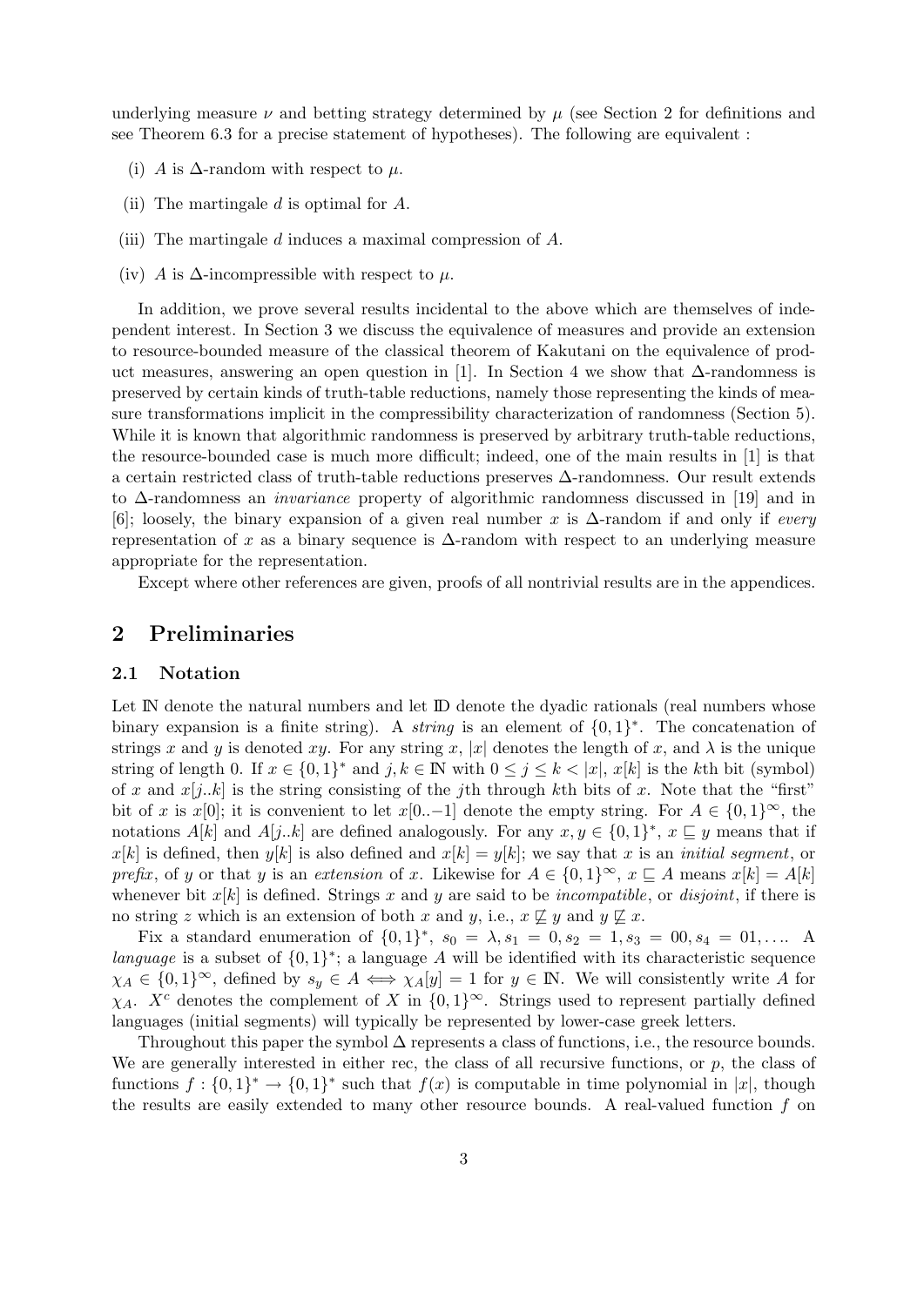underlying measure $\nu$ and betting strategy determined by $\mu$ (see Section 2 for definitions and see Theorem 6.3 for a precise statement of hypotheses). The following are equivalent :

(i) $A$ is $\Delta$-random with respect to $\mu$.

(ii) The martingale $d$ is optimal for $A$.

(iii) The martingale $d$ induces a maximal compression of $A$.

(iv) $A$ is $\Delta$-incompressible with respect to $\mu$.

In addition, we prove several results incidental to the above which are themselves of independent interest. In Section 3 we discuss the equivalence of measures and provide an extension to resource-bounded measure of the classical theorem of Kakutani on the equivalence of product measures, answering an open question in [1]. In Section 4 we show that $\Delta$-randomness is preserved by certain kinds of truth-table reductions, namely those representing the kinds of measure transformations implicit in the compressibility characterization of randomness (Section 5). While it is known that algorithmic randomness is preserved by arbitrary truth-table reductions, the resource-bounded case is much more difficult; indeed, one of the main results in [1] is that a certain restricted class of truth-table reductions preserves $\Delta$-randomness. Our result extends to $\Delta$-randomness an *invariance* property of algorithmic randomness discussed in [19] and in [6]; loosely, the binary expansion of a given real number $x$ is $\Delta$-random if and only if *every* representation of $x$ as a binary sequence is $\Delta$-random with respect to an underlying measure appropriate for the representation.

Except where other references are given, proofs of all nontrivial results are in the appendices.

## 2 Preliminaries

### 2.1 Notation

Let $\mathbb{N}$ denote the natural numbers and let $\mathbb{D}$ denote the dyadic rationals (real numbers whose binary expansion is a finite string). A *string* is an element of $\{0,1\}^*$. The concatenation of strings $x$ and $y$ is denoted $xy$. For any string $x$, $|x|$ denotes the length of $x$, and $\lambda$ is the unique string of length 0. If $x \in \{0,1\}^*$ and $j, k \in \mathbb{N}$ with $0 \leq j \leq k < |x|$, $x[k]$ is the $k$th bit (symbol) of $x$ and $x[j..k]$ is the string consisting of the $j$th through $k$th bits of $x$. Note that the "first" bit of $x$ is $x[0]$; it is convenient to let $x[0..-1]$ denote the empty string. For $A \in \{0,1\}^\infty$, the notations $A[k]$ and $A[j..k]$ are defined analogously. For any $x, y \in \{0,1\}^*$, $x \sqsubseteq y$ means that if $x[k]$ is defined, then $y[k]$ is also defined and $x[k] = y[k]$; we say that $x$ is an *initial segment*, or *prefix*, of $y$ or that $y$ is an *extension* of $x$. Likewise for $A \in \{0,1\}^\infty$, $x \sqsubseteq A$ means $x[k] = A[k]$ whenever bit $x[k]$ is defined. Strings $x$ and $y$ are said to be *incompatible*, or *disjoint*, if there is no string $z$ which is an extension of both $x$ and $y$, i.e., $x \not\sqsubseteq y$ and $y \not\sqsubseteq x$.

Fix a standard enumeration of $\{0,1\}^*$, $s_0 = \lambda, s_1 = 0, s_2 = 1, s_3 = 00, s_4 = 01, \ldots$. A *language* is a subset of $\{0,1\}^*$; a language $A$ will be identified with its characteristic sequence $\chi_A \in \{0,1\}^\infty$, defined by $s_y \in A \iff \chi_A[y] = 1$ for $y \in \mathbb{N}$. We will consistently write $A$ for $\chi_A$. $X^c$ denotes the complement of $X$ in $\{0,1\}^\infty$. Strings used to represent partially defined languages (initial segments) will typically be represented by lower-case greek letters.

Throughout this paper the symbol $\Delta$ represents a class of functions, i.e., the resource bounds. We are generally interested in either rec, the class of all recursive functions, or $p$, the class of functions $f : \{0,1\}^* \to \{0,1\}^*$ such that $f(x)$ is computable in time polynomial in $|x|$, though the results are easily extended to many other resource bounds. A real-valued function $f$ on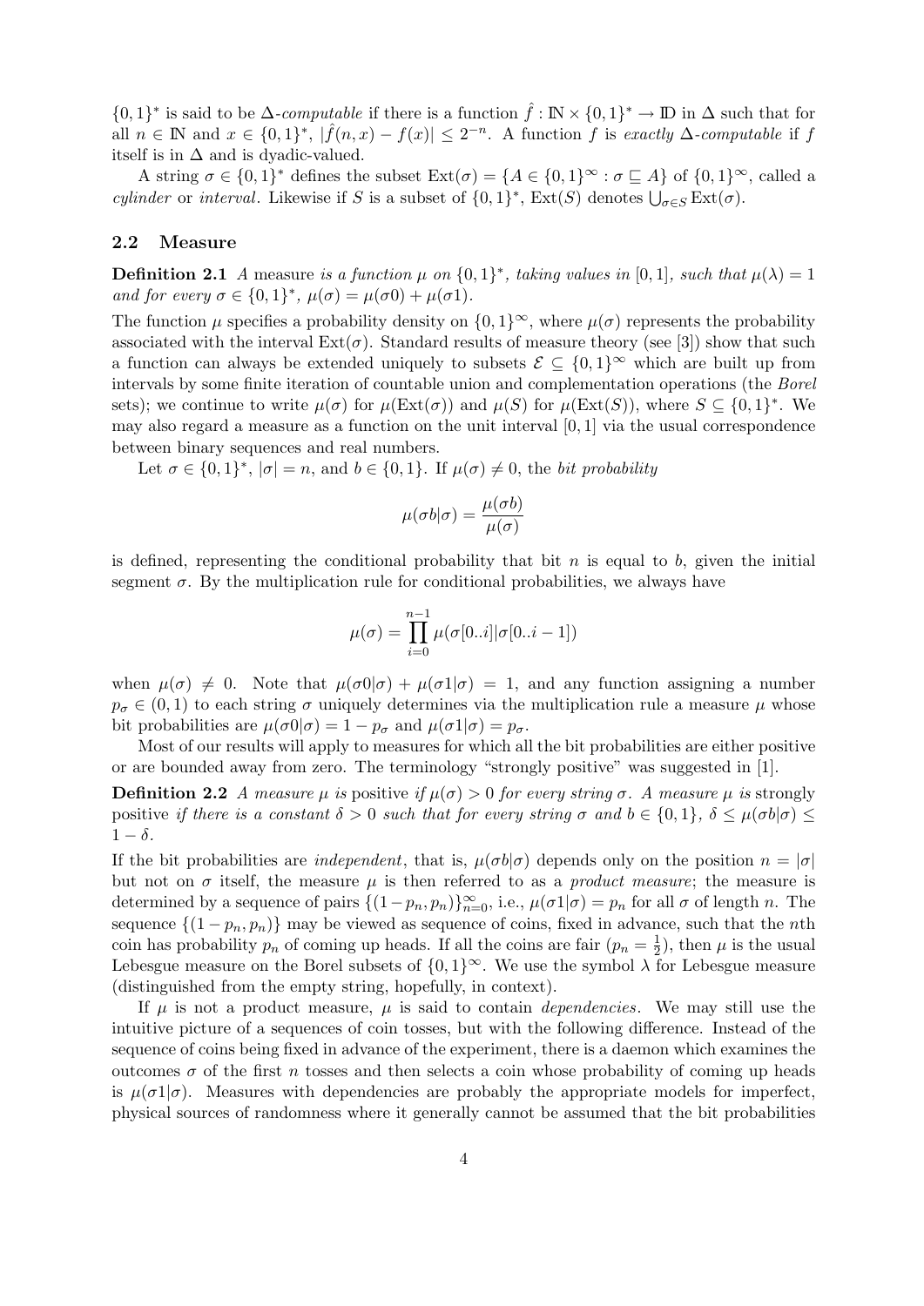$\{0,1\}^*$ is said to be $\Delta$-*computable* if there is a function $\hat{f} : \mathbb{N} \times \{0,1\}^* \to \mathbb{D}$ in $\Delta$ such that for all $n \in \mathbb{N}$ and $x \in \{0,1\}^*$, $|\hat{f}(n,x) - f(x)| \leq 2^{-n}$. A function $f$ is *exactly* $\Delta$-*computable* if $f$ itself is in $\Delta$ and is dyadic-valued.

A string $\sigma \in \{0,1\}^*$ defines the subset $\mathrm{Ext}(\sigma) = \{A \in \{0,1\}^\infty : \sigma \sqsubseteq A\}$ of $\{0,1\}^\infty$, called a *cylinder* or *interval*. Likewise if $S$ is a subset of $\{0,1\}^*$, $\mathrm{Ext}(S)$ denotes $\bigcup_{\sigma \in S} \mathrm{Ext}(\sigma)$.

## 2.2 Measure

**Definition 2.1** *A* measure *is a function $\mu$ on $\{0,1\}^*$, taking values in $[0,1]$, such that $\mu(\lambda) = 1$ and for every $\sigma \in \{0,1\}^*$, $\mu(\sigma) = \mu(\sigma 0) + \mu(\sigma 1)$.*

The function $\mu$ specifies a probability density on $\{0,1\}^\infty$, where $\mu(\sigma)$ represents the probability associated with the interval $\mathrm{Ext}(\sigma)$. Standard results of measure theory (see [3]) show that such a function can always be extended uniquely to subsets $\mathcal{E} \subseteq \{0,1\}^\infty$ which are built up from intervals by some finite iteration of countable union and complementation operations (the *Borel* sets); we continue to write $\mu(\sigma)$ for $\mu(\mathrm{Ext}(\sigma))$ and $\mu(S)$ for $\mu(\mathrm{Ext}(S))$, where $S \subseteq \{0,1\}^*$. We may also regard a measure as a function on the unit interval $[0,1]$ via the usual correspondence between binary sequences and real numbers.

Let $\sigma \in \{0,1\}^*$, $|\sigma| = n$, and $b \in \{0,1\}$. If $\mu(\sigma) \neq 0$, the *bit probability*

$$\mu(\sigma b|\sigma) = \frac{\mu(\sigma b)}{\mu(\sigma)}$$

is defined, representing the conditional probability that bit $n$ is equal to $b$, given the initial segment $\sigma$. By the multiplication rule for conditional probabilities, we always have

$$\mu(\sigma) = \prod_{i=0}^{n-1} \mu(\sigma[0..i]|\sigma[0..i-1])$$

when $\mu(\sigma) \neq 0$. Note that $\mu(\sigma 0|\sigma) + \mu(\sigma 1|\sigma) = 1$, and any function assigning a number $p_\sigma \in (0,1)$ to each string $\sigma$ uniquely determines via the multiplication rule a measure $\mu$ whose bit probabilities are $\mu(\sigma 0|\sigma) = 1 - p_\sigma$ and $\mu(\sigma 1|\sigma) = p_\sigma$.

Most of our results will apply to measures for which all the bit probabilities are either positive or are bounded away from zero. The terminology "strongly positive" was suggested in [1].

**Definition 2.2** *A measure $\mu$ is* positive *if $\mu(\sigma) > 0$ for every string $\sigma$. A measure $\mu$ is* strongly positive *if there is a constant $\delta > 0$ such that for every string $\sigma$ and $b \in \{0,1\}$, $\delta \leq \mu(\sigma b|\sigma) \leq 1 - \delta$.*

If the bit probabilities are *independent*, that is, $\mu(\sigma b|\sigma)$ depends only on the position $n = |\sigma|$ but not on $\sigma$ itself, the measure $\mu$ is then referred to as a *product measure*; the measure is determined by a sequence of pairs $\{(1-p_n, p_n)\}_{n=0}^\infty$, i.e., $\mu(\sigma 1|\sigma) = p_n$ for all $\sigma$ of length $n$. The sequence $\{(1-p_n, p_n)\}$ may be viewed as sequence of coins, fixed in advance, such that the $n$th coin has probability $p_n$ of coming up heads. If all the coins are fair ($p_n = \frac{1}{2}$), then $\mu$ is the usual Lebesgue measure on the Borel subsets of $\{0,1\}^\infty$. We use the symbol $\lambda$ for Lebesgue measure (distinguished from the empty string, hopefully, in context).

If $\mu$ is not a product measure, $\mu$ is said to contain *dependencies*. We may still use the intuitive picture of a sequences of coin tosses, but with the following difference. Instead of the sequence of coins being fixed in advance of the experiment, there is a daemon which examines the outcomes $\sigma$ of the first $n$ tosses and then selects a coin whose probability of coming up heads is $\mu(\sigma 1|\sigma)$. Measures with dependencies are probably the appropriate models for imperfect, physical sources of randomness where it generally cannot be assumed that the bit probabilities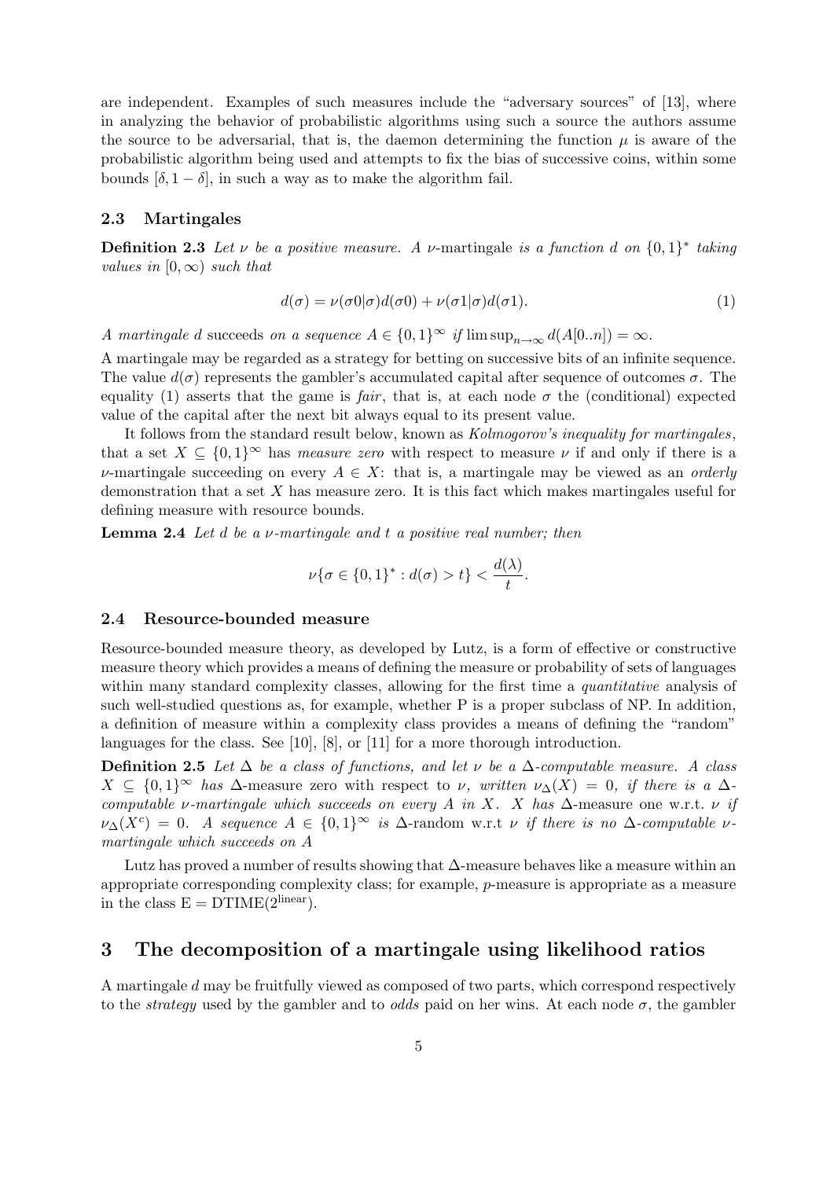are independent. Examples of such measures include the "adversary sources" of [13], where in analyzing the behavior of probabilistic algorithms using such a source the authors assume the source to be adversarial, that is, the daemon determining the function $\mu$ is aware of the probabilistic algorithm being used and attempts to fix the bias of successive coins, within some bounds $[\delta, 1-\delta]$, in such a way as to make the algorithm fail.

### 2.3 Martingales

**Definition 2.3** *Let $\nu$ be a positive measure. A* $\nu$-martingale *is a function $d$ on $\{0,1\}^*$ taking values in $[0, \infty)$ such that*

$$d(\sigma) = \nu(\sigma 0|\sigma)d(\sigma 0) + \nu(\sigma 1|\sigma)d(\sigma 1). \tag{1}$$

*A martingale $d$* succeeds *on a sequence $A \in \{0,1\}^\infty$ if $\limsup_{n\to\infty} d(A[0..n]) = \infty$.*

A martingale may be regarded as a strategy for betting on successive bits of an infinite sequence. The value $d(\sigma)$ represents the gambler's accumulated capital after sequence of outcomes $\sigma$. The equality (1) asserts that the game is *fair*, that is, at each node $\sigma$ the (conditional) expected value of the capital after the next bit always equal to its present value.

It follows from the standard result below, known as *Kolmogorov's inequality for martingales*, that a set $X \subseteq \{0,1\}^\infty$ has *measure zero* with respect to measure $\nu$ if and only if there is a $\nu$-martingale succeeding on every $A \in X$: that is, a martingale may be viewed as an *orderly* demonstration that a set $X$ has measure zero. It is this fact which makes martingales useful for defining measure with resource bounds.

**Lemma 2.4** *Let $d$ be a $\nu$-martingale and $t$ a positive real number; then*

$$\nu\{\sigma \in \{0,1\}^* : d(\sigma) > t\} < \frac{d(\lambda)}{t}.$$

### 2.4 Resource-bounded measure

Resource-bounded measure theory, as developed by Lutz, is a form of effective or constructive measure theory which provides a means of defining the measure or probability of sets of languages within many standard complexity classes, allowing for the first time a *quantitative* analysis of such well-studied questions as, for example, whether P is a proper subclass of NP. In addition, a definition of measure within a complexity class provides a means of defining the "random" languages for the class. See [10], [8], or [11] for a more thorough introduction.

**Definition 2.5** *Let $\Delta$ be a class of functions, and let $\nu$ be a $\Delta$-computable measure. A class $X \subseteq \{0,1\}^\infty$ has* $\Delta$-measure zero *with respect to $\nu$, written $\nu_\Delta(X) = 0$, if there is a $\Delta$-computable $\nu$-martingale which succeeds on every $A$ in $X$. $X$ has* $\Delta$-measure one *w.r.t. $\nu$ if $\nu_\Delta(X^c) = 0$. A sequence $A \in \{0,1\}^\infty$ is* $\Delta$-random *w.r.t $\nu$ if there is no $\Delta$-computable $\nu$-martingale which succeeds on $A$*

Lutz has proved a number of results showing that $\Delta$-measure behaves like a measure within an appropriate corresponding complexity class; for example, $p$-measure is appropriate as a measure in the class $\mathrm{E} = \mathrm{DTIME}(2^{\mathrm{linear}})$.

## 3 The decomposition of a martingale using likelihood ratios

A martingale $d$ may be fruitfully viewed as composed of two parts, which correspond respectively to the *strategy* used by the gambler and to *odds* paid on her wins. At each node $\sigma$, the gambler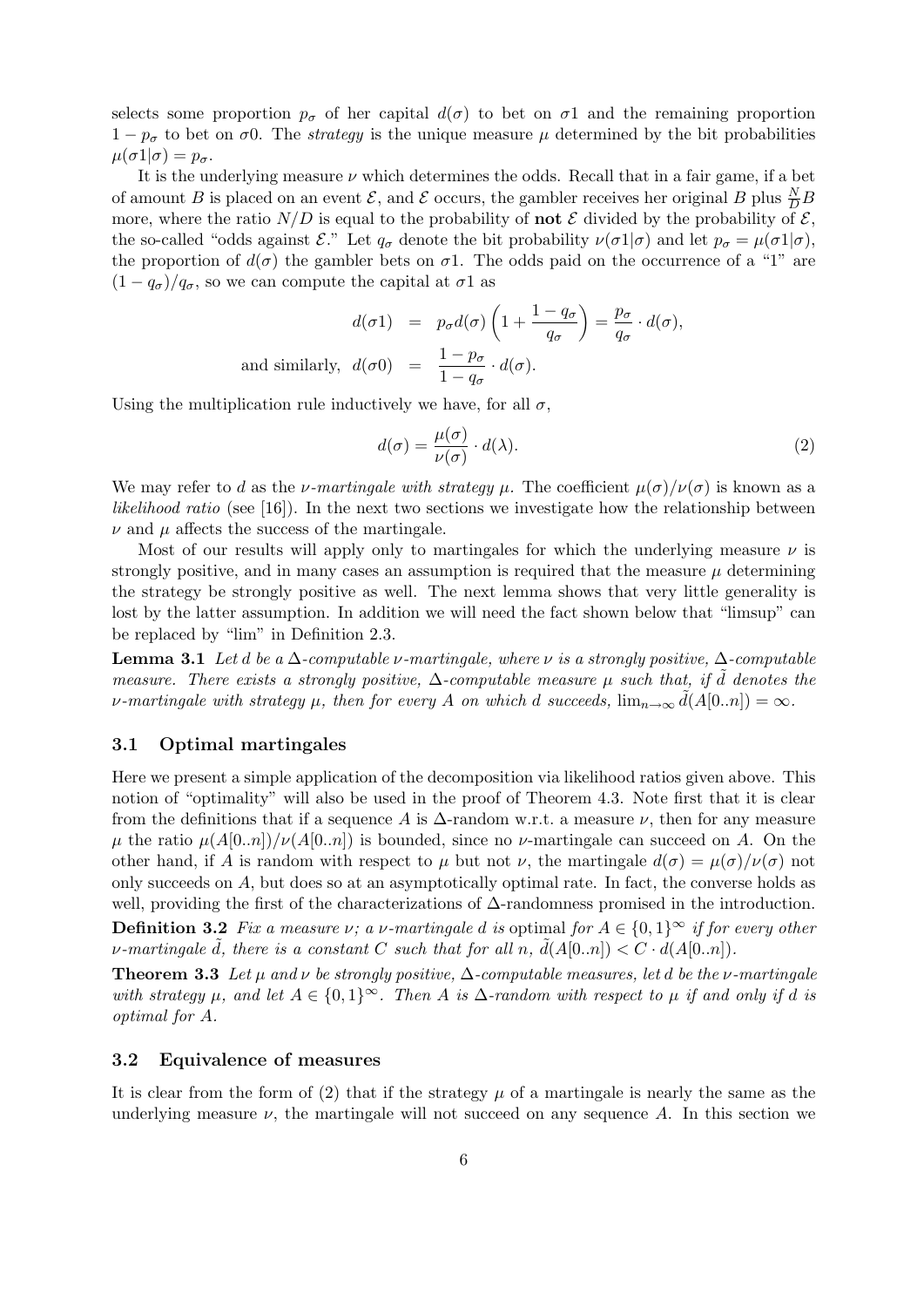selects some proportion $p_\sigma$ of her capital $d(\sigma)$ to bet on $\sigma 1$ and the remaining proportion $1 - p_\sigma$ to bet on $\sigma 0$. The *strategy* is the unique measure $\mu$ determined by the bit probabilities $\mu(\sigma 1 | \sigma) = p_\sigma$.

It is the underlying measure $\nu$ which determines the odds. Recall that in a fair game, if a bet of amount $B$ is placed on an event $\mathcal{E}$, and $\mathcal{E}$ occurs, the gambler receives her original $B$ plus $\frac{N}{D}B$ more, where the ratio $N/D$ is equal to the probability of **not** $\mathcal{E}$ divided by the probability of $\mathcal{E}$, the so-called "odds against $\mathcal{E}$." Let $q_\sigma$ denote the bit probability $\nu(\sigma 1|\sigma)$ and let $p_\sigma = \mu(\sigma 1|\sigma)$, the proportion of $d(\sigma)$ the gambler bets on $\sigma 1$. The odds paid on the occurrence of a "1" are $(1 - q_\sigma)/q_\sigma$, so we can compute the capital at $\sigma 1$ as

$$
\begin{aligned}
d(\sigma 1) &= p_\sigma d(\sigma) \left(1 + \frac{1 - q_\sigma}{q_\sigma}\right) = \frac{p_\sigma}{q_\sigma} \cdot d(\sigma), \\
\text{and similarly, } \; d(\sigma 0) &= \frac{1 - p_\sigma}{1 - q_\sigma} \cdot d(\sigma).
\end{aligned}
$$

Using the multiplication rule inductively we have, for all $\sigma$,

$$
d(\sigma) = \frac{\mu(\sigma)}{\nu(\sigma)} \cdot d(\lambda). \tag{2}
$$

We may refer to $d$ as the *$\nu$-martingale with strategy $\mu$*. The coefficient $\mu(\sigma)/\nu(\sigma)$ is known as a *likelihood ratio* (see [16]). In the next two sections we investigate how the relationship between $\nu$ and $\mu$ affects the success of the martingale.

Most of our results will apply only to martingales for which the underlying measure $\nu$ is strongly positive, and in many cases an assumption is required that the measure $\mu$ determining the strategy be strongly positive as well. The next lemma shows that very little generality is lost by the latter assumption. In addition we will need the fact shown below that "limsup" can be replaced by "lim" in Definition 2.3.

**Lemma 3.1** *Let $d$ be a $\Delta$-computable $\nu$-martingale, where $\nu$ is a strongly positive, $\Delta$-computable measure. There exists a strongly positive, $\Delta$-computable measure $\mu$ such that, if $\tilde{d}$ denotes the $\nu$-martingale with strategy $\mu$, then for every $A$ on which $d$ succeeds, $\lim_{n\to\infty} \tilde{d}(A[0..n]) = \infty$.*

### 3.1 Optimal martingales

Here we present a simple application of the decomposition via likelihood ratios given above. This notion of "optimality" will also be used in the proof of Theorem 4.3. Note first that it is clear from the definitions that if a sequence $A$ is $\Delta$-random w.r.t. a measure $\nu$, then for any measure $\mu$ the ratio $\mu(A[0..n])/\nu(A[0..n])$ is bounded, since no $\nu$-martingale can succeed on $A$. On the other hand, if $A$ is random with respect to $\mu$ but not $\nu$, the martingale $d(\sigma) = \mu(\sigma)/\nu(\sigma)$ not only succeeds on $A$, but does so at an asymptotically optimal rate. In fact, the converse holds as well, providing the first of the characterizations of $\Delta$-randomness promised in the introduction.

**Definition 3.2** *Fix a measure $\nu$; a $\nu$-martingale $d$ is* optimal *for $A \in \{0,1\}^\infty$ if for every other $\nu$-martingale $\tilde{d}$, there is a constant $C$ such that for all $n$, $\tilde{d}(A[0..n]) < C \cdot d(A[0..n])$.*

**Theorem 3.3** *Let $\mu$ and $\nu$ be strongly positive, $\Delta$-computable measures, let $d$ be the $\nu$-martingale with strategy $\mu$, and let $A \in \{0,1\}^\infty$. Then $A$ is $\Delta$-random with respect to $\mu$ if and only if $d$ is optimal for $A$.*

### 3.2 Equivalence of measures

It is clear from the form of (2) that if the strategy $\mu$ of a martingale is nearly the same as the underlying measure $\nu$, the martingale will not succeed on any sequence $A$. In this section we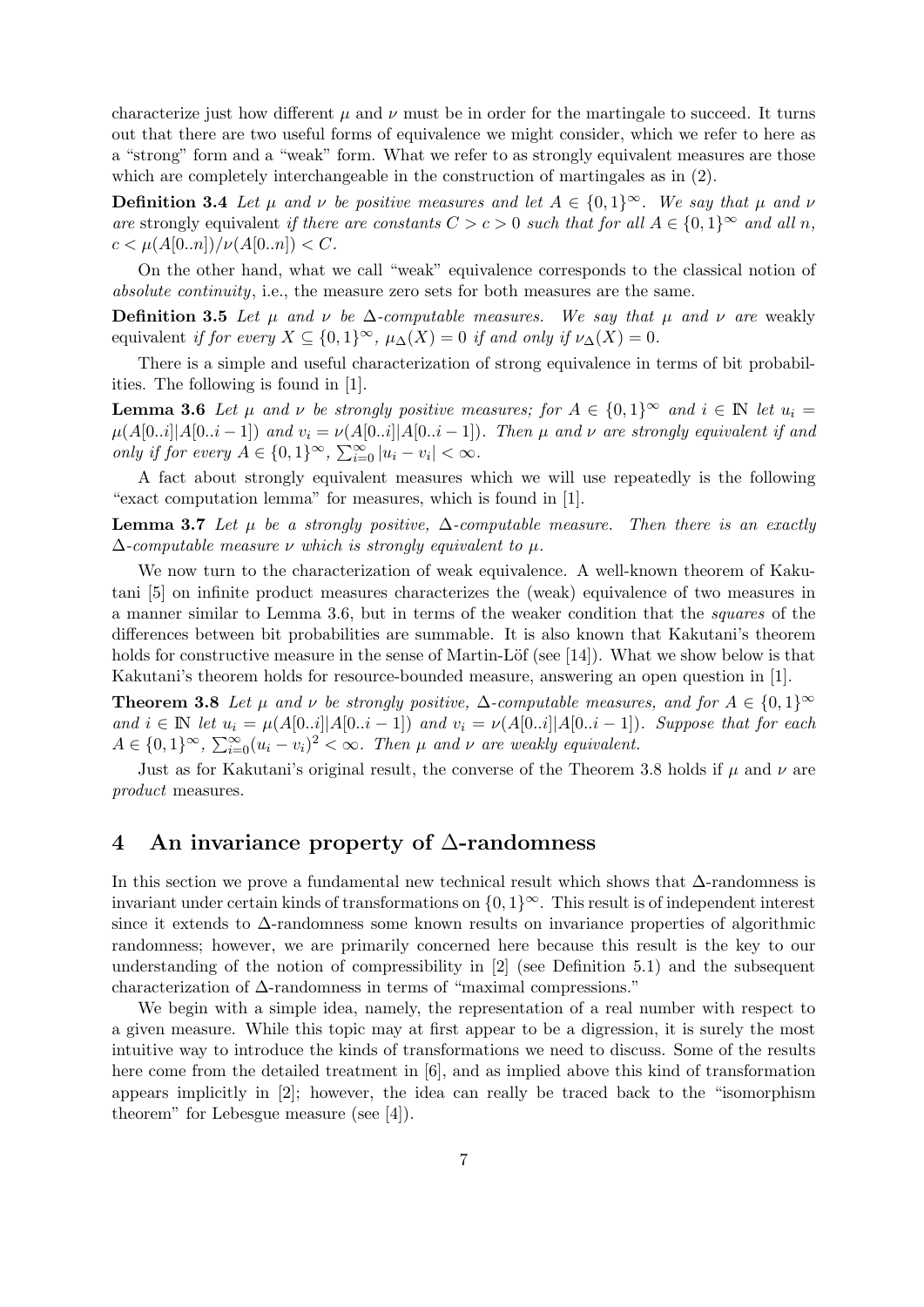characterize just how different $\mu$ and $\nu$ must be in order for the martingale to succeed. It turns out that there are two useful forms of equivalence we might consider, which we refer to here as a "strong" form and a "weak" form. What we refer to as strongly equivalent measures are those which are completely interchangeable in the construction of martingales as in (2).

**Definition 3.4** *Let $\mu$ and $\nu$ be positive measures and let $A \in \{0,1\}^\infty$. We say that $\mu$ and $\nu$ are* strongly equivalent *if there are constants $C > c > 0$ such that for all $A \in \{0,1\}^\infty$ and all $n$, $c < \mu(A[0..n])/\nu(A[0..n]) < C$.*

On the other hand, what we call "weak" equivalence corresponds to the classical notion of *absolute continuity*, i.e., the measure zero sets for both measures are the same.

**Definition 3.5** *Let $\mu$ and $\nu$ be $\Delta$-computable measures. We say that $\mu$ and $\nu$ are* weakly equivalent *if for every $X \subseteq \{0,1\}^\infty$, $\mu_\Delta(X) = 0$ if and only if $\nu_\Delta(X) = 0$.*

There is a simple and useful characterization of strong equivalence in terms of bit probabilities. The following is found in [1].

**Lemma 3.6** *Let $\mu$ and $\nu$ be strongly positive measures; for $A \in \{0,1\}^\infty$ and $i \in \mathbb{N}$ let $u_i = \mu(A[0..i]|A[0..i-1])$ and $v_i = \nu(A[0..i]|A[0..i-1])$. Then $\mu$ and $\nu$ are strongly equivalent if and only if for every $A \in \{0,1\}^\infty$, $\sum_{i=0}^\infty |u_i - v_i| < \infty$.*

A fact about strongly equivalent measures which we will use repeatedly is the following "exact computation lemma" for measures, which is found in [1].

**Lemma 3.7** *Let $\mu$ be a strongly positive, $\Delta$-computable measure. Then there is an exactly $\Delta$-computable measure $\nu$ which is strongly equivalent to $\mu$.*

We now turn to the characterization of weak equivalence. A well-known theorem of Kakutani [5] on infinite product measures characterizes the (weak) equivalence of two measures in a manner similar to Lemma 3.6, but in terms of the weaker condition that the *squares* of the differences between bit probabilities are summable. It is also known that Kakutani's theorem holds for constructive measure in the sense of Martin-Löf (see [14]). What we show below is that Kakutani's theorem holds for resource-bounded measure, answering an open question in [1].

**Theorem 3.8** *Let $\mu$ and $\nu$ be strongly positive, $\Delta$-computable measures, and for $A \in \{0,1\}^\infty$ and $i \in \mathbb{N}$ let $u_i = \mu(A[0..i]|A[0..i-1])$ and $v_i = \nu(A[0..i]|A[0..i-1])$. Suppose that for each $A \in \{0,1\}^\infty$, $\sum_{i=0}^\infty (u_i - v_i)^2 < \infty$. Then $\mu$ and $\nu$ are weakly equivalent.*

Just as for Kakutani's original result, the converse of the Theorem 3.8 holds if $\mu$ and $\nu$ are *product* measures.

## 4 An invariance property of $\Delta$-randomness

In this section we prove a fundamental new technical result which shows that $\Delta$-randomness is invariant under certain kinds of transformations on $\{0,1\}^\infty$. This result is of independent interest since it extends to $\Delta$-randomness some known results on invariance properties of algorithmic randomness; however, we are primarily concerned here because this result is the key to our understanding of the notion of compressibility in [2] (see Definition 5.1) and the subsequent characterization of $\Delta$-randomness in terms of "maximal compressions."

We begin with a simple idea, namely, the representation of a real number with respect to a given measure. While this topic may at first appear to be a digression, it is surely the most intuitive way to introduce the kinds of transformations we need to discuss. Some of the results here come from the detailed treatment in [6], and as implied above this kind of transformation appears implicitly in [2]; however, the idea can really be traced back to the "isomorphism theorem" for Lebesgue measure (see [4]).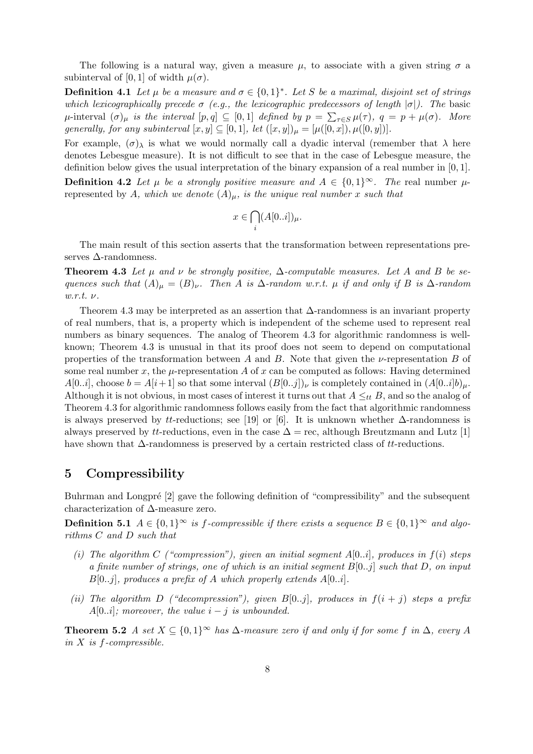The following is a natural way, given a measure $\mu$, to associate with a given string $\sigma$ a subinterval of $[0, 1]$ of width $\mu(\sigma)$.

**Definition 4.1** *Let $\mu$ be a measure and $\sigma \in \{0,1\}^*$. Let $S$ be a maximal, disjoint set of strings which lexicographically precede $\sigma$ (e.g., the lexicographic predecessors of length $|\sigma|$). The* basic $\mu$-interval $(\sigma)_\mu$ *is the interval $[p, q] \subseteq [0, 1]$ defined by $p = \sum_{\tau \in S} \mu(\tau)$, $q = p + \mu(\sigma)$. More generally, for any subinterval $[x, y] \subseteq [0, 1]$, let $([x, y])_\mu = [\mu([0, x]), \mu([0, y])]$.*

For example, $(\sigma)_\lambda$ is what we would normally call a dyadic interval (remember that $\lambda$ here denotes Lebesgue measure). It is not difficult to see that in the case of Lebesgue measure, the definition below gives the usual interpretation of the binary expansion of a real number in $[0, 1]$.

**Definition 4.2** *Let $\mu$ be a strongly positive measure and $A \in \{0,1\}^\infty$. The* real number $\mu$-represented by $A$, *which we denote $(A)_\mu$, is the unique real number $x$ such that*

$$x \in \bigcap_i (A[0..i])_\mu.$$

The main result of this section asserts that the transformation between representations preserves $\Delta$-randomness.

**Theorem 4.3** *Let $\mu$ and $\nu$ be strongly positive, $\Delta$-computable measures. Let $A$ and $B$ be sequences such that $(A)_\mu = (B)_\nu$. Then $A$ is $\Delta$-random w.r.t. $\mu$ if and only if $B$ is $\Delta$-random w.r.t. $\nu$.*

Theorem 4.3 may be interpreted as an assertion that $\Delta$-randomness is an invariant property of real numbers, that is, a property which is independent of the scheme used to represent real numbers as binary sequences. The analog of Theorem 4.3 for algorithmic randomness is well-known; Theorem 4.3 is unusual in that its proof does not seem to depend on computational properties of the transformation between $A$ and $B$. Note that given the $\nu$-representation $B$ of some real number $x$, the $\mu$-representation $A$ of $x$ can be computed as follows: Having determined $A[0..i]$, choose $b = A[i+1]$ so that some interval $(B[0..j])_\nu$ is completely contained in $(A[0..i]b)_\mu$. Although it is not obvious, in most cases of interest it turns out that $A \leq_{tt} B$, and so the analog of Theorem 4.3 for algorithmic randomness follows easily from the fact that algorithmic randomness is always preserved by $tt$-reductions; see [19] or [6]. It is unknown whether $\Delta$-randomness is always preserved by $tt$-reductions, even in the case $\Delta = \text{rec}$, although Breutzmann and Lutz [1] have shown that $\Delta$-randomness is preserved by a certain restricted class of $tt$-reductions.

## 5 Compressibility

Buhrman and Longpré [2] gave the following definition of "compressibility" and the subsequent characterization of $\Delta$-measure zero.

**Definition 5.1** *$A \in \{0,1\}^\infty$ is $f$-compressible if there exists a sequence $B \in \{0,1\}^\infty$ and algorithms $C$ and $D$ such that*

- *(i) The algorithm $C$ ("compression"), given an initial segment $A[0..i]$, produces in $f(i)$ steps a finite number of strings, one of which is an initial segment $B[0..j]$ such that $D$, on input $B[0..j]$, produces a prefix of $A$ which properly extends $A[0..i]$.*
- *(ii) The algorithm $D$ ("decompression"), given $B[0..j]$, produces in $f(i + j)$ steps a prefix $A[0..i]$; moreover, the value $i - j$ is unbounded.*

**Theorem 5.2** *A set $X \subseteq \{0,1\}^\infty$ has $\Delta$-measure zero if and only if for some $f$ in $\Delta$, every $A$ in $X$ is $f$-compressible.*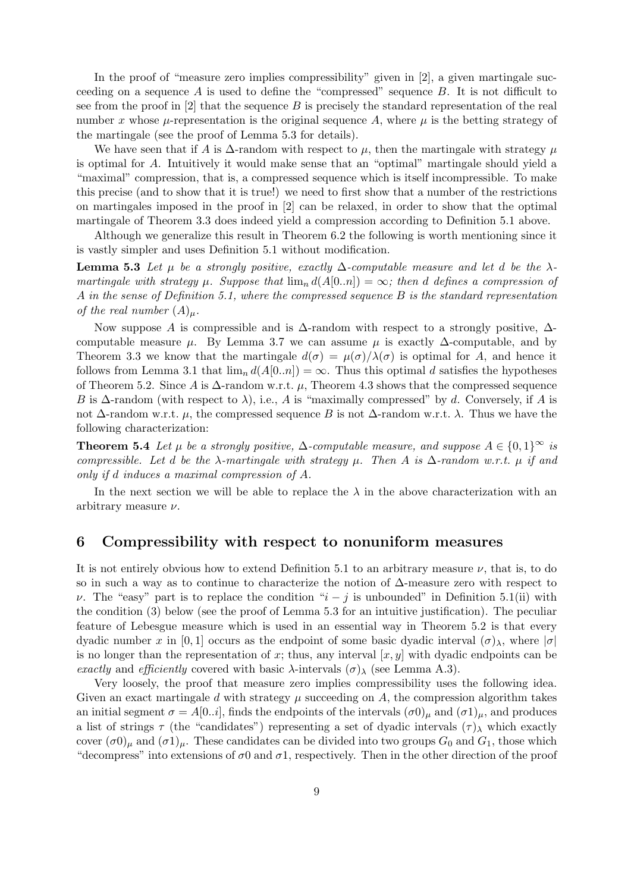In the proof of "measure zero implies compressibility" given in [2], a given martingale succeeding on a sequence $A$ is used to define the "compressed" sequence $B$. It is not difficult to see from the proof in [2] that the sequence $B$ is precisely the standard representation of the real number $x$ whose $\mu$-representation is the original sequence $A$, where $\mu$ is the betting strategy of the martingale (see the proof of Lemma 5.3 for details).

We have seen that if $A$ is $\Delta$-random with respect to $\mu$, then the martingale with strategy $\mu$ is optimal for $A$. Intuitively it would make sense that an "optimal" martingale should yield a "maximal" compression, that is, a compressed sequence which is itself incompressible. To make this precise (and to show that it is true!) we need to first show that a number of the restrictions on martingales imposed in the proof in [2] can be relaxed, in order to show that the optimal martingale of Theorem 3.3 does indeed yield a compression according to Definition 5.1 above.

Although we generalize this result in Theorem 6.2 the following is worth mentioning since it is vastly simpler and uses Definition 5.1 without modification.

**Lemma 5.3** *Let $\mu$ be a strongly positive, exactly $\Delta$-computable measure and let $d$ be the $\lambda$-martingale with strategy $\mu$. Suppose that $\lim_n d(A[0..n]) = \infty$; then $d$ defines a compression of $A$ in the sense of Definition 5.1, where the compressed sequence $B$ is the standard representation of the real number $(A)_\mu$.*

Now suppose $A$ is compressible and is $\Delta$-random with respect to a strongly positive, $\Delta$-computable measure $\mu$. By Lemma 3.7 we can assume $\mu$ is exactly $\Delta$-computable, and by Theorem 3.3 we know that the martingale $d(\sigma) = \mu(\sigma)/\lambda(\sigma)$ is optimal for $A$, and hence it follows from Lemma 3.1 that $\lim_n d(A[0..n]) = \infty$. Thus this optimal $d$ satisfies the hypotheses of Theorem 5.2. Since $A$ is $\Delta$-random w.r.t. $\mu$, Theorem 4.3 shows that the compressed sequence $B$ is $\Delta$-random (with respect to $\lambda$), i.e., $A$ is "maximally compressed" by $d$. Conversely, if $A$ is not $\Delta$-random w.r.t. $\mu$, the compressed sequence $B$ is not $\Delta$-random w.r.t. $\lambda$. Thus we have the following characterization:

**Theorem 5.4** *Let $\mu$ be a strongly positive, $\Delta$-computable measure, and suppose $A \in \{0,1\}^\infty$ is compressible. Let $d$ be the $\lambda$-martingale with strategy $\mu$. Then $A$ is $\Delta$-random w.r.t. $\mu$ if and only if $d$ induces a maximal compression of $A$.*

In the next section we will be able to replace the $\lambda$ in the above characterization with an arbitrary measure $\nu$.

## 6 Compressibility with respect to nonuniform measures

It is not entirely obvious how to extend Definition 5.1 to an arbitrary measure $\nu$, that is, to do so in such a way as to continue to characterize the notion of $\Delta$-measure zero with respect to $\nu$. The "easy" part is to replace the condition "$i - j$ is unbounded" in Definition 5.1(ii) with the condition (3) below (see the proof of Lemma 5.3 for an intuitive justification). The peculiar feature of Lebesgue measure which is used in an essential way in Theorem 5.2 is that every dyadic number $x$ in $[0, 1]$ occurs as the endpoint of some basic dyadic interval $(\sigma)_\lambda$, where $|\sigma|$ is no longer than the representation of $x$; thus, any interval $[x, y]$ with dyadic endpoints can be *exactly* and *efficiently* covered with basic $\lambda$-intervals $(\sigma)_\lambda$ (see Lemma A.3).

Very loosely, the proof that measure zero implies compressibility uses the following idea. Given an exact martingale $d$ with strategy $\mu$ succeeding on $A$, the compression algorithm takes an initial segment $\sigma = A[0..i]$, finds the endpoints of the intervals $(\sigma 0)_\mu$ and $(\sigma 1)_\mu$, and produces a list of strings $\tau$ (the "candidates") representing a set of dyadic intervals $(\tau)_\lambda$ which exactly cover $(\sigma 0)_\mu$ and $(\sigma 1)_\mu$. These candidates can be divided into two groups $G_0$ and $G_1$, those which "decompress" into extensions of $\sigma 0$ and $\sigma 1$, respectively. Then in the other direction of the proof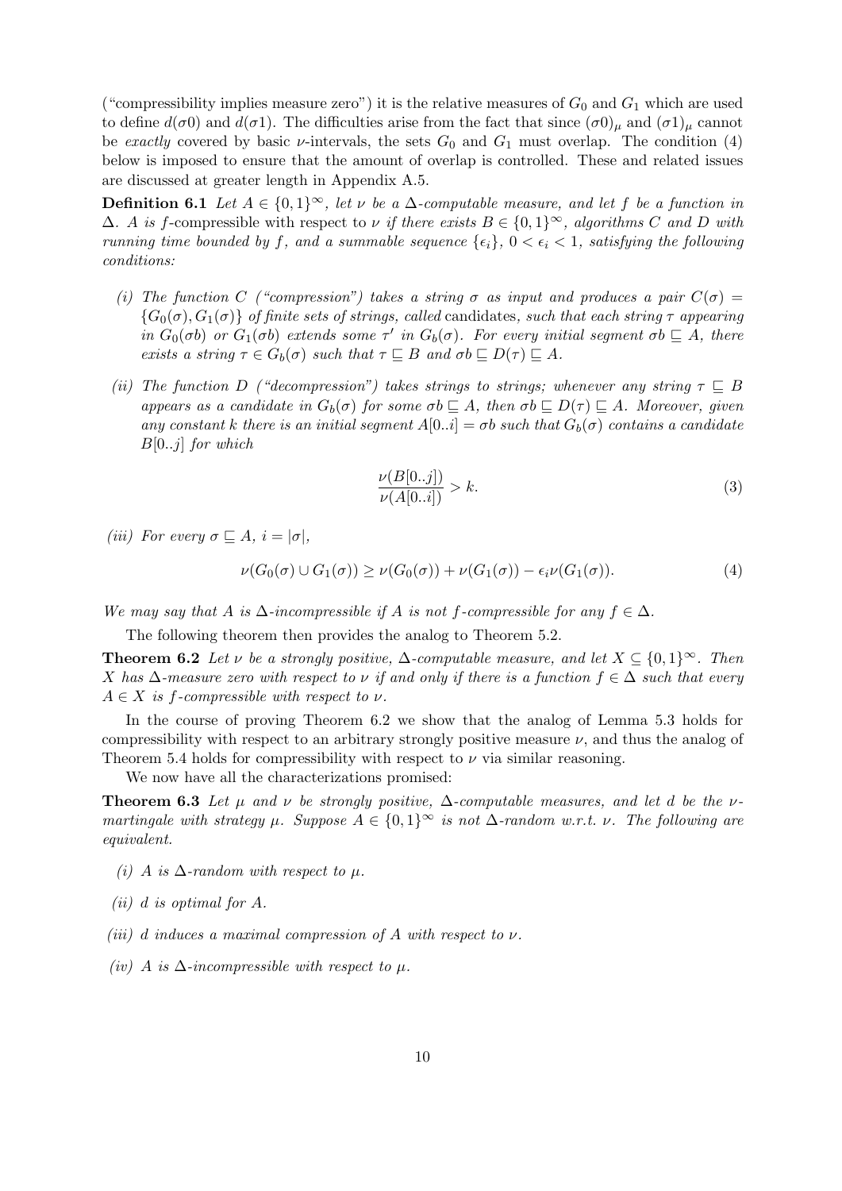("compressibility implies measure zero") it is the relative measures of $G_0$ and $G_1$ which are used to define $d(\sigma 0)$ and $d(\sigma 1)$. The difficulties arise from the fact that since $(\sigma 0)_\mu$ and $(\sigma 1)_\mu$ cannot be *exactly* covered by basic $\nu$-intervals, the sets $G_0$ and $G_1$ must overlap. The condition (4) below is imposed to ensure that the amount of overlap is controlled. These and related issues are discussed at greater length in Appendix A.5.

**Definition 6.1** *Let $A \in \{0,1\}^\infty$, let $\nu$ be a $\Delta$-computable measure, and let $f$ be a function in $\Delta$. $A$ is* $f$-compressible with respect to $\nu$ *if there exists $B \in \{0,1\}^\infty$, algorithms $C$ and $D$ with running time bounded by $f$, and a summable sequence $\{\epsilon_i\}$, $0 < \epsilon_i < 1$, satisfying the following conditions:*

*(i) The function $C$ ("compression") takes a string $\sigma$ as input and produces a pair $C(\sigma) = \{G_0(\sigma), G_1(\sigma)\}$ of finite sets of strings, called* candidates*, such that each string $\tau$ appearing in $G_0(\sigma b)$ or $G_1(\sigma b)$ extends some $\tau'$ in $G_b(\sigma)$. For every initial segment $\sigma b \sqsubseteq A$, there exists a string $\tau \in G_b(\sigma)$ such that $\tau \sqsubseteq B$ and $\sigma b \sqsubseteq D(\tau) \sqsubseteq A$.*

*(ii) The function $D$ ("decompression") takes strings to strings; whenever any string $\tau \sqsubseteq B$ appears as a candidate in $G_b(\sigma)$ for some $\sigma b \sqsubseteq A$, then $\sigma b \sqsubseteq D(\tau) \sqsubseteq A$. Moreover, given any constant $k$ there is an initial segment $A[0..i] = \sigma b$ such that $G_b(\sigma)$ contains a candidate $B[0..j]$ for which*

$$\frac{\nu(B[0..j])}{\nu(A[0..i])} > k. \tag{3}$$

*(iii) For every $\sigma \sqsubseteq A$, $i = |\sigma|$,*

$$\nu(G_0(\sigma) \cup G_1(\sigma)) \geq \nu(G_0(\sigma)) + \nu(G_1(\sigma)) - \epsilon_i \nu(G_1(\sigma)). \tag{4}$$

*We may say that $A$ is $\Delta$-incompressible if $A$ is not $f$-compressible for any $f \in \Delta$.*

The following theorem then provides the analog to Theorem 5.2.

**Theorem 6.2** *Let $\nu$ be a strongly positive, $\Delta$-computable measure, and let $X \subseteq \{0,1\}^\infty$. Then $X$ has $\Delta$-measure zero with respect to $\nu$ if and only if there is a function $f \in \Delta$ such that every $A \in X$ is $f$-compressible with respect to $\nu$.*

In the course of proving Theorem 6.2 we show that the analog of Lemma 5.3 holds for compressibility with respect to an arbitrary strongly positive measure $\nu$, and thus the analog of Theorem 5.4 holds for compressibility with respect to $\nu$ via similar reasoning.

We now have all the characterizations promised:

**Theorem 6.3** *Let $\mu$ and $\nu$ be strongly positive, $\Delta$-computable measures, and let $d$ be the $\nu$-martingale with strategy $\mu$. Suppose $A \in \{0,1\}^\infty$ is not $\Delta$-random w.r.t. $\nu$. The following are equivalent.*

*(i) $A$ is $\Delta$-random with respect to $\mu$.*

*(ii) $d$ is optimal for $A$.*

*(iii) $d$ induces a maximal compression of $A$ with respect to $\nu$.*

*(iv) $A$ is $\Delta$-incompressible with respect to $\mu$.*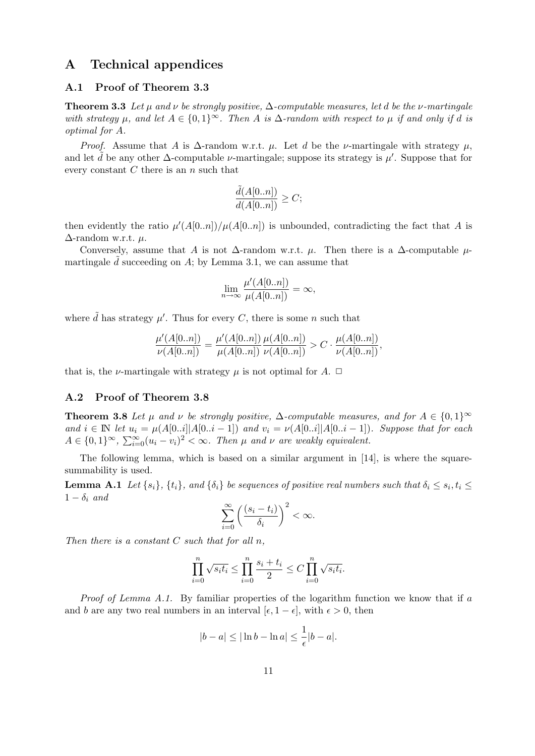# A Technical appendices

## A.1 Proof of Theorem 3.3

**Theorem 3.3** *Let $\mu$ and $\nu$ be strongly positive, $\Delta$-computable measures, let $d$ be the $\nu$-martingale with strategy $\mu$, and let $A \in \{0,1\}^\infty$. Then $A$ is $\Delta$-random with respect to $\mu$ if and only if $d$ is optimal for $A$.*

*Proof.* Assume that $A$ is $\Delta$-random w.r.t. $\mu$. Let $d$ be the $\nu$-martingale with strategy $\mu$, and let $\tilde{d}$ be any other $\Delta$-computable $\nu$-martingale; suppose its strategy is $\mu'$. Suppose that for every constant $C$ there is an $n$ such that

$$\frac{\tilde{d}(A[0..n])}{d(A[0..n])} \geq C;$$

then evidently the ratio $\mu'(A[0..n])/\mu(A[0..n])$ is unbounded, contradicting the fact that $A$ is $\Delta$-random w.r.t. $\mu$.

Conversely, assume that $A$ is not $\Delta$-random w.r.t. $\mu$. Then there is a $\Delta$-computable $\mu$-martingale $\tilde{d}$ succeeding on $A$; by Lemma 3.1, we can assume that

$$\lim_{n\to\infty} \frac{\mu'(A[0..n])}{\mu(A[0..n])} = \infty,$$

where $\tilde{d}$ has strategy $\mu'$. Thus for every $C$, there is some $n$ such that

$$\frac{\mu'(A[0..n])}{\nu(A[0..n])} = \frac{\mu'(A[0..n])}{\mu(A[0..n])}\frac{\mu(A[0..n])}{\nu(A[0..n])} > C \cdot \frac{\mu(A[0..n])}{\nu(A[0..n])},$$

that is, the $\nu$-martingale with strategy $\mu$ is not optimal for $A$. $\Box$

## A.2 Proof of Theorem 3.8

**Theorem 3.8** *Let $\mu$ and $\nu$ be strongly positive, $\Delta$-computable measures, and for $A \in \{0,1\}^\infty$ and $i \in \mathbb{N}$ let $u_i = \mu(A[0..i]|A[0..i-1])$ and $v_i = \nu(A[0..i]|A[0..i-1])$. Suppose that for each $A \in \{0,1\}^\infty$, $\sum_{i=0}^\infty (u_i - v_i)^2 < \infty$. Then $\mu$ and $\nu$ are weakly equivalent.*

The following lemma, which is based on a similar argument in [14], is where the square-summability is used.

**Lemma A.1** *Let $\{s_i\}$, $\{t_i\}$, and $\{\delta_i\}$ be sequences of positive real numbers such that $\delta_i \leq s_i, t_i \leq 1 - \delta_i$ and*

$$\sum_{i=0}^\infty \left(\frac{(s_i - t_i)}{\delta_i}\right)^2 < \infty.$$

*Then there is a constant $C$ such that for all $n$,*

$$\prod_{i=0}^n \sqrt{s_i t_i} \leq \prod_{i=0}^n \frac{s_i + t_i}{2} \leq C \prod_{i=0}^n \sqrt{s_i t_i}.$$

*Proof of Lemma A.1.* By familiar properties of the logarithm function we know that if $a$ and $b$ are any two real numbers in an interval $[\epsilon, 1-\epsilon]$, with $\epsilon > 0$, then

$$|b - a| \leq |\ln b - \ln a| \leq \frac{1}{\epsilon}|b - a|.$$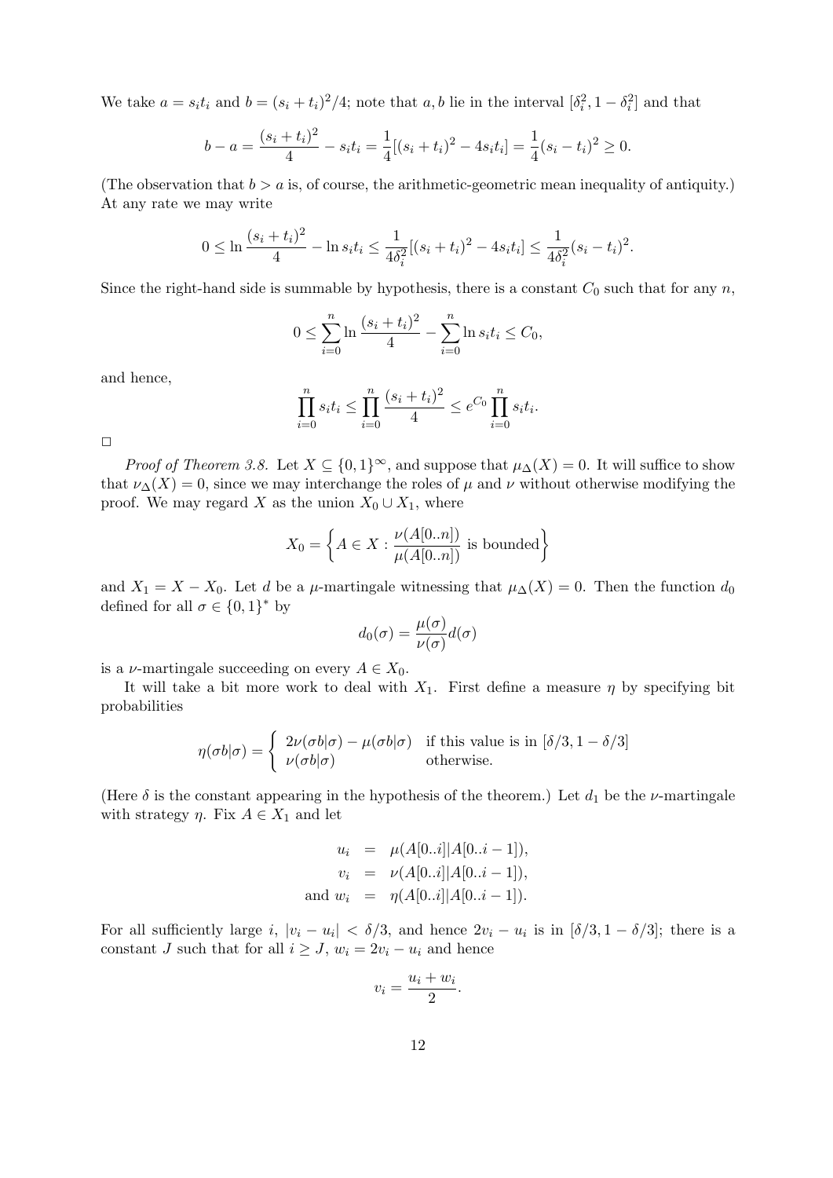We take $a = s_i t_i$ and $b = (s_i + t_i)^2/4$; note that $a, b$ lie in the interval $[\delta_i^2, 1 - \delta_i^2]$ and that

$$b - a = \frac{(s_i + t_i)^2}{4} - s_i t_i = \frac{1}{4}[(s_i + t_i)^2 - 4 s_i t_i] = \frac{1}{4}(s_i - t_i)^2 \geq 0.$$

(The observation that $b > a$ is, of course, the arithmetic-geometric mean inequality of antiquity.) At any rate we may write

$$0 \leq \ln \frac{(s_i + t_i)^2}{4} - \ln s_i t_i \leq \frac{1}{4\delta_i^2}[(s_i + t_i)^2 - 4 s_i t_i] \leq \frac{1}{4\delta_i^2}(s_i - t_i)^2.$$

Since the right-hand side is summable by hypothesis, there is a constant $C_0$ such that for any $n$,

$$0 \leq \sum_{i=0}^{n} \ln \frac{(s_i + t_i)^2}{4} - \sum_{i=0}^{n} \ln s_i t_i \leq C_0,$$

and hence,

$$\prod_{i=0}^{n} s_i t_i \leq \prod_{i=0}^{n} \frac{(s_i + t_i)^2}{4} \leq e^{C_0} \prod_{i=0}^{n} s_i t_i.$$

□

*Proof of Theorem 3.8.* Let $X \subseteq \{0,1\}^\infty$, and suppose that $\mu_\Delta(X) = 0$. It will suffice to show that $\nu_\Delta(X) = 0$, since we may interchange the roles of $\mu$ and $\nu$ without otherwise modifying the proof. We may regard $X$ as the union $X_0 \cup X_1$, where

$$X_0 = \left\{ A \in X : \frac{\nu(A[0..n])}{\mu(A[0..n])} \text{ is bounded} \right\}$$

and $X_1 = X - X_0$. Let $d$ be a $\mu$-martingale witnessing that $\mu_\Delta(X) = 0$. Then the function $d_0$ defined for all $\sigma \in \{0,1\}^*$ by

$$d_0(\sigma) = \frac{\mu(\sigma)}{\nu(\sigma)} d(\sigma)$$

is a $\nu$-martingale succeeding on every $A \in X_0$.

It will take a bit more work to deal with $X_1$. First define a measure $\eta$ by specifying bit probabilities

$$\eta(\sigma b|\sigma) = \begin{cases} 2\nu(\sigma b|\sigma) - \mu(\sigma b|\sigma) & \text{if this value is in } [\delta/3, 1 - \delta/3] \\ \nu(\sigma b|\sigma) & \text{otherwise.} \end{cases}$$

(Here $\delta$ is the constant appearing in the hypothesis of the theorem.) Let $d_1$ be the $\nu$-martingale with strategy $\eta$. Fix $A \in X_1$ and let

$$\begin{aligned} u_i &= \mu(A[0..i]|A[0..i-1]), \\ v_i &= \nu(A[0..i]|A[0..i-1]), \\ \text{and } w_i &= \eta(A[0..i]|A[0..i-1]). \end{aligned}$$

For all sufficiently large $i$, $|v_i - u_i| < \delta/3$, and hence $2v_i - u_i$ is in $[\delta/3, 1 - \delta/3]$; there is a constant $J$ such that for all $i \geq J$, $w_i = 2v_i - u_i$ and hence

$$v_i = \frac{u_i + w_i}{2}.$$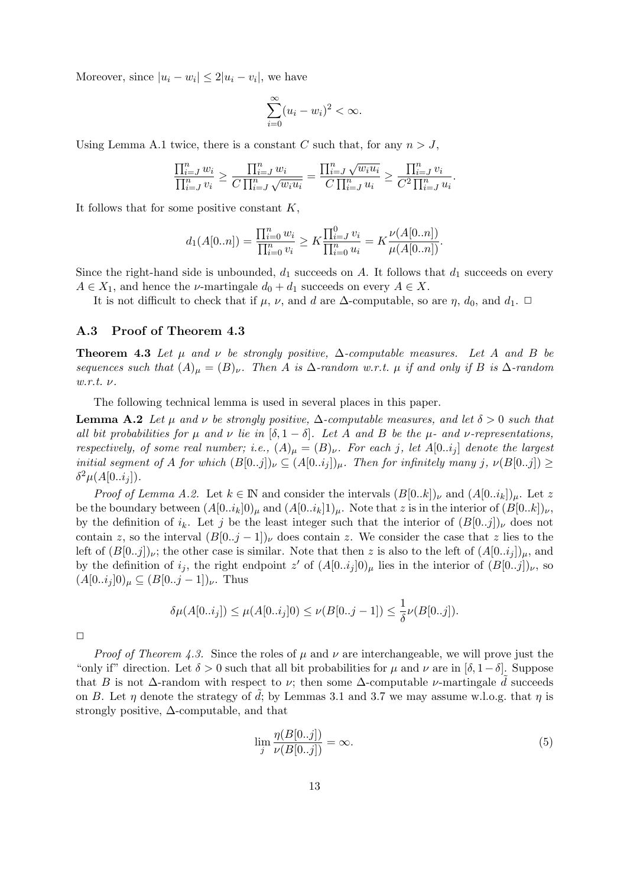Moreover, since $|u_i - w_i| \le 2|u_i - v_i|$, we have

$$\sum_{i=0}^{\infty}(u_i - w_i)^2 < \infty.$$

Using Lemma A.1 twice, there is a constant $C$ such that, for any $n > J$,

$$\frac{\prod_{i=J}^n w_i}{\prod_{i=J}^n v_i} \ge \frac{\prod_{i=J}^n w_i}{C\prod_{i=J}^n \sqrt{w_i u_i}} = \frac{\prod_{i=J}^n \sqrt{w_i u_i}}{C\prod_{i=J}^n u_i} \ge \frac{\prod_{i=J}^n v_i}{C^2\prod_{i=J}^n u_i}.$$

It follows that for some positive constant $K$,

$$d_1(A[0..n]) = \frac{\prod_{i=0}^n w_i}{\prod_{i=0}^n v_i} \ge K\frac{\prod_{i=J}^0 v_i}{\prod_{i=0}^n u_i} = K\frac{\nu(A[0..n])}{\mu(A[0..n])}.$$

Since the right-hand side is unbounded, $d_1$ succeeds on $A$. It follows that $d_1$ succeeds on every $A \in X_1$, and hence the $\nu$-martingale $d_0 + d_1$ succeeds on every $A \in X$.

It is not difficult to check that if $\mu$, $\nu$, and $d$ are $\Delta$-computable, so are $\eta$, $d_0$, and $d_1$. □

## A.3 Proof of Theorem 4.3

**Theorem 4.3** *Let $\mu$ and $\nu$ be strongly positive, $\Delta$-computable measures. Let $A$ and $B$ be sequences such that $(A)_\mu = (B)_\nu$. Then $A$ is $\Delta$-random w.r.t. $\mu$ if and only if $B$ is $\Delta$-random w.r.t. $\nu$.*

The following technical lemma is used in several places in this paper.

**Lemma A.2** *Let $\mu$ and $\nu$ be strongly positive, $\Delta$-computable measures, and let $\delta > 0$ such that all bit probabilities for $\mu$ and $\nu$ lie in $[\delta, 1-\delta]$. Let $A$ and $B$ be the $\mu$- and $\nu$-representations, respectively, of some real number; i.e., $(A)_\mu = (B)_\nu$. For each $j$, let $A[0..i_j]$ denote the largest initial segment of $A$ for which $(B[0..j])_\nu \subseteq (A[0..i_j])_\mu$. Then for infinitely many $j$, $\nu(B[0..j]) \ge \delta^2\mu(A[0..i_j])$.*

*Proof of Lemma A.2.* Let $k \in \mathbb{N}$ and consider the intervals $(B[0..k])_\nu$ and $(A[0..i_k])_\mu$. Let $z$ be the boundary between $(A[0..i_k]0)_\mu$ and $(A[0..i_k]1)_\mu$. Note that $z$ is in the interior of $(B[0..k])_\nu$, by the definition of $i_k$. Let $j$ be the least integer such that the interior of $(B[0..j])_\nu$ does not contain $z$, so the interval $(B[0..j-1])_\nu$ does contain $z$. We consider the case that $z$ lies to the left of $(B[0..j])_\nu$; the other case is similar. Note that then $z$ is also to the left of $(A[0..i_j])_\mu$, and by the definition of $i_j$, the right endpoint $z'$ of $(A[0..i_j]0)_\mu$ lies in the interior of $(B[0..j])_\nu$, so $(A[0..i_j]0)_\mu \subseteq (B[0..j-1])_\nu$. Thus

$$\delta\mu(A[0..i_j]) \le \mu(A[0..i_j]0) \le \nu(B[0..j-1]) \le \frac{1}{\delta}\nu(B[0..j]).$$

□

*Proof of Theorem 4.3.* Since the roles of $\mu$ and $\nu$ are interchangeable, we will prove just the "only if" direction. Let $\delta > 0$ such that all bit probabilities for $\mu$ and $\nu$ are in $[\delta, 1-\delta]$. Suppose that $B$ is not $\Delta$-random with respect to $\nu$; then some $\Delta$-computable $\nu$-martingale $\tilde{d}$ succeeds on $B$. Let $\eta$ denote the strategy of $\tilde{d}$; by Lemmas 3.1 and 3.7 we may assume w.l.o.g. that $\eta$ is strongly positive, $\Delta$-computable, and that

$$\lim_j \frac{\eta(B[0..j])}{\nu(B[0..j])} = \infty. \tag{5}$$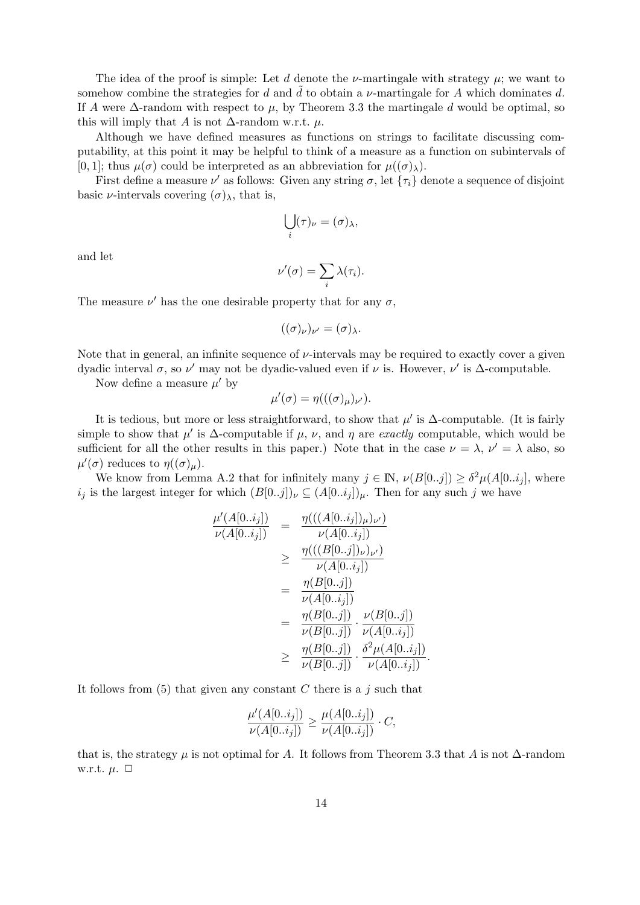The idea of the proof is simple: Let $d$ denote the $\nu$-martingale with strategy $\mu$; we want to somehow combine the strategies for $d$ and $\tilde{d}$ to obtain a $\nu$-martingale for $A$ which dominates $d$. If $A$ were $\Delta$-random with respect to $\mu$, by Theorem 3.3 the martingale $d$ would be optimal, so this will imply that $A$ is not $\Delta$-random w.r.t. $\mu$.

Although we have defined measures as functions on strings to facilitate discussing computability, at this point it may be helpful to think of a measure as a function on subintervals of $[0, 1]$; thus $\mu(\sigma)$ could be interpreted as an abbreviation for $\mu((\sigma)_\lambda)$.

First define a measure $\nu'$ as follows: Given any string $\sigma$, let $\{\tau_i\}$ denote a sequence of disjoint basic $\nu$-intervals covering $(\sigma)_\lambda$, that is,

$$\bigcup_i (\tau)_\nu = (\sigma)_\lambda,$$

and let

$$\nu'(\sigma) = \sum_i \lambda(\tau_i).$$

The measure $\nu'$ has the one desirable property that for any $\sigma$,

$$((\sigma)_\nu)_{\nu'} = (\sigma)_\lambda.$$

Note that in general, an infinite sequence of $\nu$-intervals may be required to exactly cover a given dyadic interval $\sigma$, so $\nu'$ may not be dyadic-valued even if $\nu$ is. However, $\nu'$ is $\Delta$-computable.

Now define a measure $\mu'$ by

$$\mu'(\sigma) = \eta(((\sigma)_\mu)_{\nu'}).$$

It is tedious, but more or less straightforward, to show that $\mu'$ is $\Delta$-computable. (It is fairly simple to show that $\mu'$ is $\Delta$-computable if $\mu$, $\nu$, and $\eta$ are *exactly* computable, which would be sufficient for all the other results in this paper.) Note that in the case $\nu = \lambda$, $\nu' = \lambda$ also, so $\mu'(\sigma)$ reduces to $\eta((\sigma)_\mu)$.

We know from Lemma A.2 that for infinitely many $j \in \mathbb{N}$, $\nu(B[0..j]) \geq \delta^2 \mu(A[0..i_j]$, where $i_j$ is the largest integer for which $(B[0..j])_\nu \subseteq (A[0..i_j])_\mu$. Then for any such $j$ we have

$$\begin{aligned}
\frac{\mu'(A[0..i_j])}{\nu(A[0..i_j])} &= \frac{\eta(((A[0..i_j])_\mu)_{\nu'})}{\nu(A[0..i_j])} \\
&\geq \frac{\eta(((B[0..j])_\nu)_{\nu'})}{\nu(A[0..i_j])} \\
&= \frac{\eta(B[0..j])}{\nu(A[0..i_j])} \\
&= \frac{\eta(B[0..j])}{\nu(B[0..j])} \cdot \frac{\nu(B[0..j])}{\nu(A[0..i_j])} \\
&\geq \frac{\eta(B[0..j])}{\nu(B[0..j])} \cdot \frac{\delta^2 \mu(A[0..i_j])}{\nu(A[0..i_j])}.
\end{aligned}$$

It follows from (5) that given any constant $C$ there is a $j$ such that

$$\frac{\mu'(A[0..i_j])}{\nu(A[0..i_j])} \geq \frac{\mu(A[0..i_j])}{\nu(A[0..i_j])} \cdot C,$$

that is, the strategy $\mu$ is not optimal for $A$. It follows from Theorem 3.3 that $A$ is not $\Delta$-random w.r.t. $\mu$. □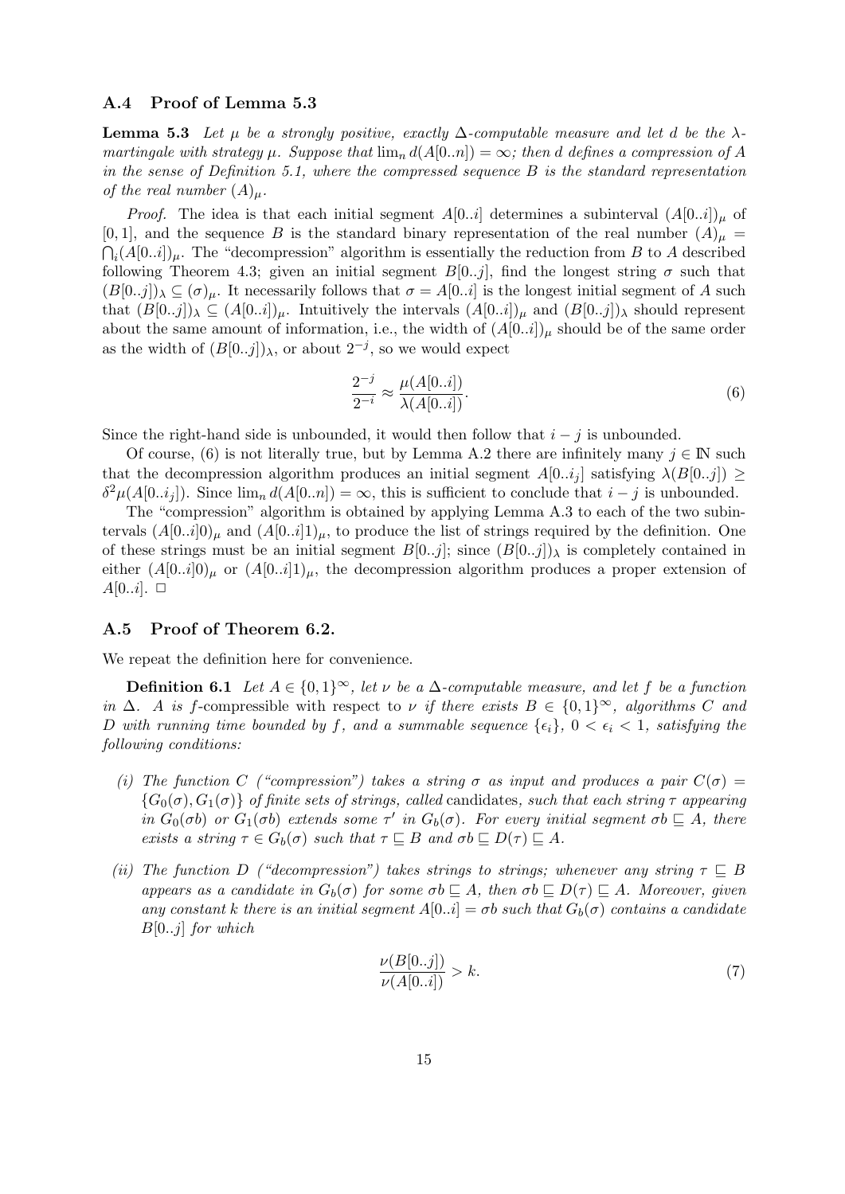### A.4 Proof of Lemma 5.3

**Lemma 5.3** *Let $\mu$ be a strongly positive, exactly $\Delta$-computable measure and let $d$ be the $\lambda$-martingale with strategy $\mu$. Suppose that $\lim_n d(A[0..n]) = \infty$; then $d$ defines a compression of $A$ in the sense of Definition 5.1, where the compressed sequence $B$ is the standard representation of the real number $(A)_\mu$.*

*Proof.* The idea is that each initial segment $A[0..i]$ determines a subinterval $(A[0..i])_\mu$ of $[0,1]$, and the sequence $B$ is the standard binary representation of the real number $(A)_\mu = \bigcap_i (A[0..i])_\mu$. The "decompression" algorithm is essentially the reduction from $B$ to $A$ described following Theorem 4.3; given an initial segment $B[0..j]$, find the longest string $\sigma$ such that $(B[0..j])_\lambda \subseteq (\sigma)_\mu$. It necessarily follows that $\sigma = A[0..i]$ is the longest initial segment of $A$ such that $(B[0..j])_\lambda \subseteq (A[0..i])_\mu$. Intuitively the intervals $(A[0..i])_\mu$ and $(B[0..j])_\lambda$ should represent about the same amount of information, i.e., the width of $(A[0..i])_\mu$ should be of the same order as the width of $(B[0..j])_\lambda$, or about $2^{-j}$, so we would expect

$$\frac{2^{-j}}{2^{-i}} \approx \frac{\mu(A[0..i])}{\lambda(A[0..i])}. \tag{6}$$

Since the right-hand side is unbounded, it would then follow that $i - j$ is unbounded.

Of course, (6) is not literally true, but by Lemma A.2 there are infinitely many $j \in \mathbb{N}$ such that the decompression algorithm produces an initial segment $A[0..i_j]$ satisfying $\lambda(B[0..j]) \geq \delta^2 \mu(A[0..i_j])$. Since $\lim_n d(A[0..n]) = \infty$, this is sufficient to conclude that $i - j$ is unbounded.

The "compression" algorithm is obtained by applying Lemma A.3 to each of the two subintervals $(A[0..i]0)_\mu$ and $(A[0..i]1)_\mu$, to produce the list of strings required by the definition. One of these strings must be an initial segment $B[0..j]$; since $(B[0..j])_\lambda$ is completely contained in either $(A[0..i]0)_\mu$ or $(A[0..i]1)_\mu$, the decompression algorithm produces a proper extension of $A[0..i]$. $\square$

### A.5 Proof of Theorem 6.2.

We repeat the definition here for convenience.

**Definition 6.1** *Let $A \in \{0,1\}^\infty$, let $\nu$ be a $\Delta$-computable measure, and let $f$ be a function in $\Delta$. $A$ is* $f$-compressible with respect to $\nu$ *if there exists $B \in \{0,1\}^\infty$, algorithms $C$ and $D$ with running time bounded by $f$, and a summable sequence $\{\epsilon_i\}$, $0 < \epsilon_i < 1$, satisfying the following conditions:*

- *(i) The function $C$ ("compression") takes a string $\sigma$ as input and produces a pair $C(\sigma) = \{G_0(\sigma), G_1(\sigma)\}$ of finite sets of strings, called* candidates, *such that each string $\tau$ appearing in $G_0(\sigma b)$ or $G_1(\sigma b)$ extends some $\tau'$ in $G_b(\sigma)$. For every initial segment $\sigma b \sqsubseteq A$, there exists a string $\tau \in G_b(\sigma)$ such that $\tau \sqsubseteq B$ and $\sigma b \sqsubseteq D(\tau) \sqsubseteq A$.*
- *(ii) The function $D$ ("decompression") takes strings to strings; whenever any string $\tau \sqsubseteq B$ appears as a candidate in $G_b(\sigma)$ for some $\sigma b \sqsubseteq A$, then $\sigma b \sqsubseteq D(\tau) \sqsubseteq A$. Moreover, given any constant $k$ there is an initial segment $A[0..i] = \sigma b$ such that $G_b(\sigma)$ contains a candidate $B[0..j]$ for which*

$$\frac{\nu(B[0..j])}{\nu(A[0..i])} > k. \tag{7}$$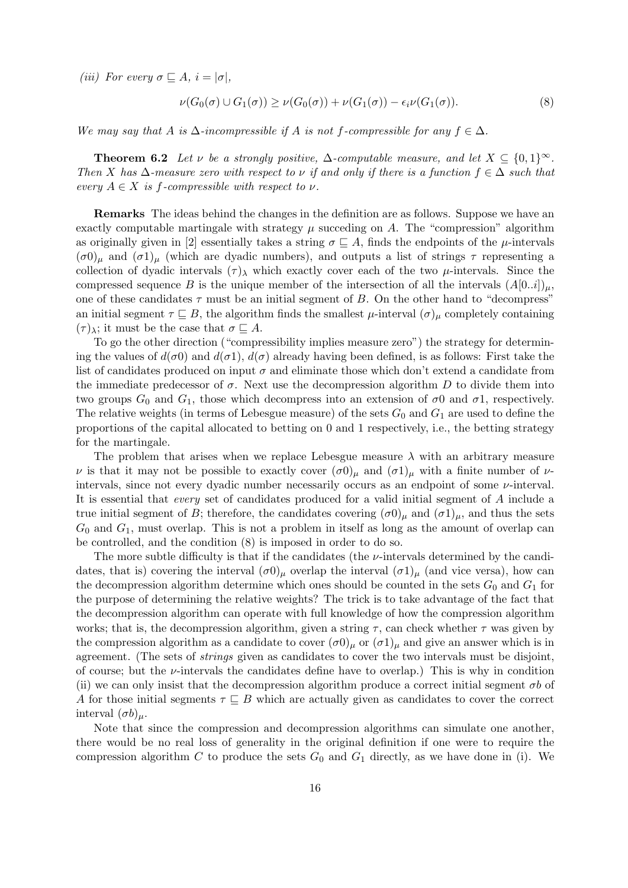*(iii) For every $\sigma \sqsubseteq A$, $i = |\sigma|$,*

$$\nu(G_0(\sigma) \cup G_1(\sigma)) \geq \nu(G_0(\sigma)) + \nu(G_1(\sigma)) - \epsilon_i \nu(G_1(\sigma)). \tag{8}$$

*We may say that $A$ is $\Delta$-incompressible if $A$ is not $f$-compressible for any $f \in \Delta$.*

**Theorem 6.2** *Let $\nu$ be a strongly positive, $\Delta$-computable measure, and let $X \subseteq \{0,1\}^\infty$. Then $X$ has $\Delta$-measure zero with respect to $\nu$ if and only if there is a function $f \in \Delta$ such that every $A \in X$ is $f$-compressible with respect to $\nu$.*

**Remarks** The ideas behind the changes in the definition are as follows. Suppose we have an exactly computable martingale with strategy $\mu$ succeding on $A$. The "compression" algorithm as originally given in [2] essentially takes a string $\sigma \sqsubseteq A$, finds the endpoints of the $\mu$-intervals $(\sigma 0)_\mu$ and $(\sigma 1)_\mu$ (which are dyadic numbers), and outputs a list of strings $\tau$ representing a collection of dyadic intervals $(\tau)_\lambda$ which exactly cover each of the two $\mu$-intervals. Since the compressed sequence $B$ is the unique member of the intersection of all the intervals $(A[0..i])_\mu$, one of these candidates $\tau$ must be an initial segment of $B$. On the other hand to "decompress" an initial segment $\tau \sqsubseteq B$, the algorithm finds the smallest $\mu$-interval $(\sigma)_\mu$ completely containing $(\tau)_\lambda$; it must be the case that $\sigma \sqsubseteq A$.

To go the other direction ("compressibility implies measure zero") the strategy for determining the values of $d(\sigma 0)$ and $d(\sigma 1)$, $d(\sigma)$ already having been defined, is as follows: First take the list of candidates produced on input $\sigma$ and eliminate those which don't extend a candidate from the immediate predecessor of $\sigma$. Next use the decompression algorithm $D$ to divide them into two groups $G_0$ and $G_1$, those which decompress into an extension of $\sigma 0$ and $\sigma 1$, respectively. The relative weights (in terms of Lebesgue measure) of the sets $G_0$ and $G_1$ are used to define the proportions of the capital allocated to betting on 0 and 1 respectively, i.e., the betting strategy for the martingale.

The problem that arises when we replace Lebesgue measure $\lambda$ with an arbitrary measure $\nu$ is that it may not be possible to exactly cover $(\sigma 0)_\mu$ and $(\sigma 1)_\mu$ with a finite number of $\nu$-intervals, since not every dyadic number necessarily occurs as an endpoint of some $\nu$-interval. It is essential that *every* set of candidates produced for a valid initial segment of $A$ include a true initial segment of $B$; therefore, the candidates covering $(\sigma 0)_\mu$ and $(\sigma 1)_\mu$, and thus the sets $G_0$ and $G_1$, must overlap. This is not a problem in itself as long as the amount of overlap can be controlled, and the condition (8) is imposed in order to do so.

The more subtle difficulty is that if the candidates (the $\nu$-intervals determined by the candidates, that is) covering the interval $(\sigma 0)_\mu$ overlap the interval $(\sigma 1)_\mu$ (and vice versa), how can the decompression algorithm determine which ones should be counted in the sets $G_0$ and $G_1$ for the purpose of determining the relative weights? The trick is to take advantage of the fact that the decompression algorithm can operate with full knowledge of how the compression algorithm works; that is, the decompression algorithm, given a string $\tau$, can check whether $\tau$ was given by the compression algorithm as a candidate to cover $(\sigma 0)_\mu$ or $(\sigma 1)_\mu$ and give an answer which is in agreement. (The sets of *strings* given as candidates to cover the two intervals must be disjoint, of course; but the $\nu$-intervals the candidates define have to overlap.) This is why in condition (ii) we can only insist that the decompression algorithm produce a correct initial segment $\sigma b$ of $A$ for those initial segments $\tau \sqsubseteq B$ which are actually given as candidates to cover the correct interval $(\sigma b)_\mu$.

Note that since the compression and decompression algorithms can simulate one another, there would be no real loss of generality in the original definition if one were to require the compression algorithm $C$ to produce the sets $G_0$ and $G_1$ directly, as we have done in (i). We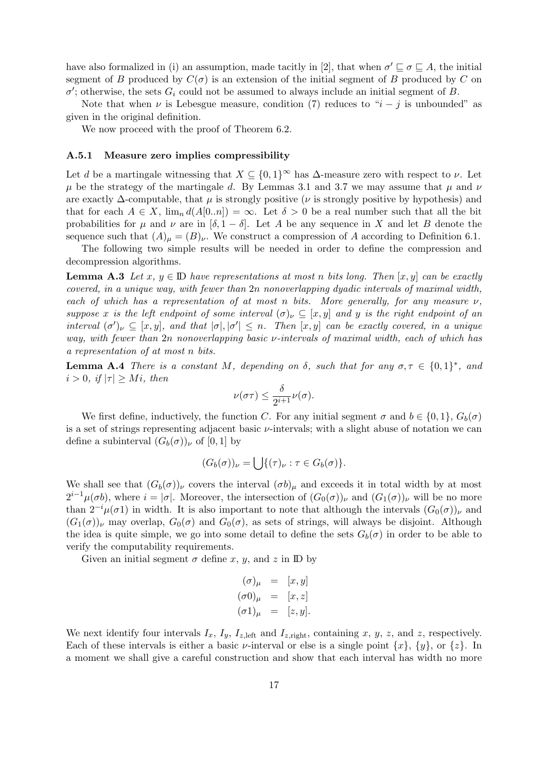have also formalized in (i) an assumption, made tacitly in [2], that when $\sigma' \sqsubseteq \sigma \sqsubseteq A$, the initial segment of $B$ produced by $C(\sigma)$ is an extension of the initial segment of $B$ produced by $C$ on $\sigma'$; otherwise, the sets $G_i$ could not be assumed to always include an initial segment of $B$.

Note that when $\nu$ is Lebesgue measure, condition (7) reduces to "$i - j$ is unbounded" as given in the original definition.

We now proceed with the proof of Theorem 6.2.

### A.5.1 Measure zero implies compressibility

Let $d$ be a martingale witnessing that $X \subseteq \{0,1\}^\infty$ has $\Delta$-measure zero with respect to $\nu$. Let $\mu$ be the strategy of the martingale $d$. By Lemmas 3.1 and 3.7 we may assume that $\mu$ and $\nu$ are exactly $\Delta$-computable, that $\mu$ is strongly positive ($\nu$ is strongly positive by hypothesis) and that for each $A \in X$, $\lim_n d(A[0..n]) = \infty$. Let $\delta > 0$ be a real number such that all the bit probabilities for $\mu$ and $\nu$ are in $[\delta, 1-\delta]$. Let $A$ be any sequence in $X$ and let $B$ denote the sequence such that $(A)_\mu = (B)_\nu$. We construct a compression of $A$ according to Definition 6.1.

The following two simple results will be needed in order to define the compression and decompression algorithms.

**Lemma A.3** *Let $x, y \in \mathbb{D}$ have representations at most $n$ bits long. Then $[x,y]$ can be exactly covered, in a unique way, with fewer than $2n$ nonoverlapping dyadic intervals of maximal width, each of which has a representation of at most $n$ bits. More generally, for any measure $\nu$, suppose $x$ is the left endpoint of some interval $(\sigma)_\nu \subseteq [x,y]$ and $y$ is the right endpoint of an interval $(\sigma')_\nu \subseteq [x,y]$, and that $|\sigma|, |\sigma'| \leq n$. Then $[x,y]$ can be exactly covered, in a unique way, with fewer than $2n$ nonoverlapping basic $\nu$-intervals of maximal width, each of which has a representation of at most $n$ bits.*

**Lemma A.4** *There is a constant $M$, depending on $\delta$, such that for any $\sigma, \tau \in \{0,1\}^*$, and $i > 0$, if $|\tau| \geq Mi$, then*

$$\nu(\sigma\tau) \leq \frac{\delta}{2^{i+1}}\nu(\sigma).$$

We first define, inductively, the function $C$. For any initial segment $\sigma$ and $b \in \{0,1\}$, $G_b(\sigma)$ is a set of strings representing adjacent basic $\nu$-intervals; with a slight abuse of notation we can define a subinterval $(G_b(\sigma))_\nu$ of $[0,1]$ by

$$(G_b(\sigma))_\nu = \bigcup\{(\tau)_\nu : \tau \in G_b(\sigma)\}.$$

We shall see that $(G_b(\sigma))_\nu$ covers the interval $(\sigma b)_\mu$ and exceeds it in total width by at most $2^{i-1}\mu(\sigma b)$, where $i = |\sigma|$. Moreover, the intersection of $(G_0(\sigma))_\nu$ and $(G_1(\sigma))_\nu$ will be no more than $2^{-i}\mu(\sigma 1)$ in width. It is also important to note that although the intervals $(G_0(\sigma))_\nu$ and $(G_1(\sigma))_\nu$ may overlap, $G_0(\sigma)$ and $G_0(\sigma)$, as sets of strings, will always be disjoint. Although the idea is quite simple, we go into some detail to define the sets $G_b(\sigma)$ in order to be able to verify the computability requirements.

Given an initial segment $\sigma$ define $x$, $y$, and $z$ in $\mathbb{D}$ by

$$\begin{aligned}
(\sigma)_\mu &= [x,y] \\
(\sigma 0)_\mu &= [x,z] \\
(\sigma 1)_\mu &= [z,y].
\end{aligned}$$

We next identify four intervals $I_x$, $I_y$, $I_{z,\text{left}}$ and $I_{z,\text{right}}$, containing $x$, $y$, $z$, and $z$, respectively. Each of these intervals is either a basic $\nu$-interval or else is a single point $\{x\}$, $\{y\}$, or $\{z\}$. In a moment we shall give a careful construction and show that each interval has width no more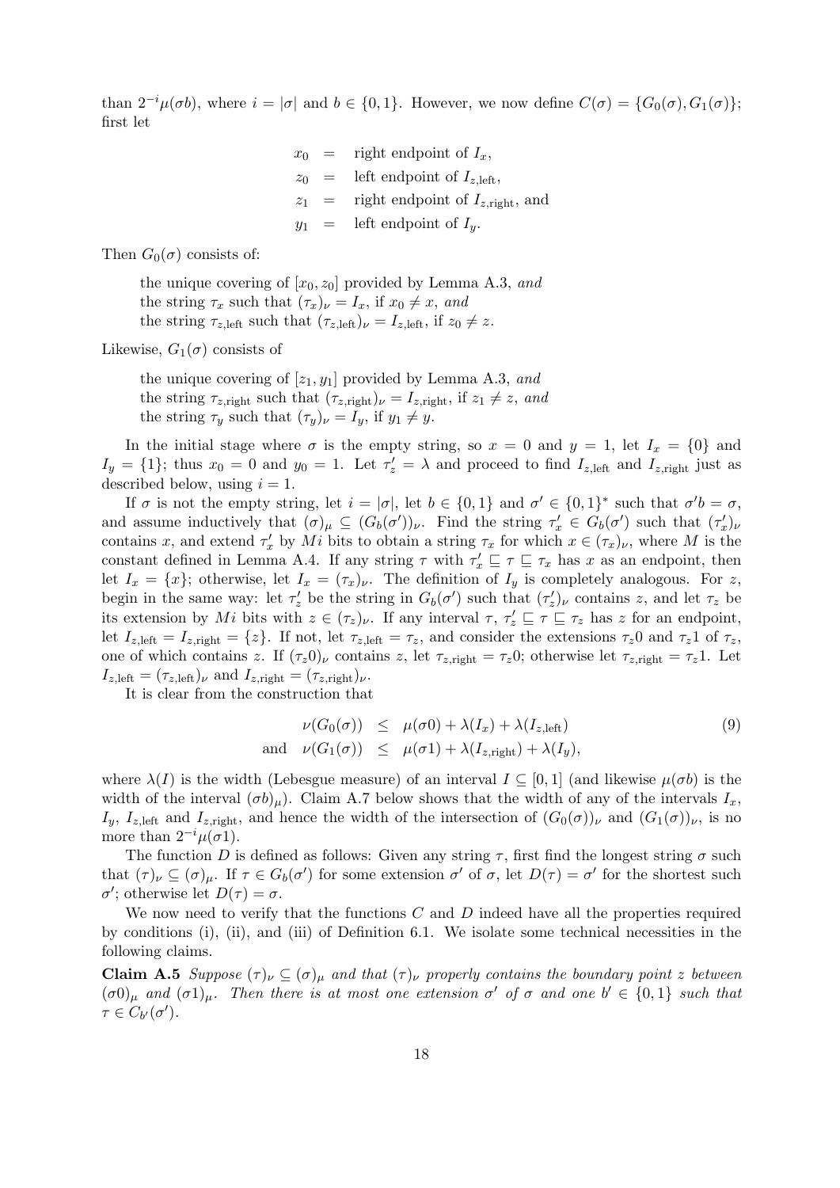than $2^{-i}\mu(\sigma b)$, where $i = |\sigma|$ and $b \in \{0,1\}$. However, we now define $C(\sigma) = \{G_0(\sigma), G_1(\sigma)\}$; first let

$$
\begin{aligned}
x_0 &= \text{right endpoint of } I_x,\\
z_0 &= \text{left endpoint of } I_{z,\text{left}},\\
z_1 &= \text{right endpoint of } I_{z,\text{right}}, \text{ and}\\
y_1 &= \text{left endpoint of } I_y.
\end{aligned}
$$

Then $G_0(\sigma)$ consists of:

> the unique covering of $[x_0, z_0]$ provided by Lemma A.3, *and*
> the string $\tau_x$ such that $(\tau_x)_\nu = I_x$, if $x_0 \neq x$, *and*
> the string $\tau_{z,\text{left}}$ such that $(\tau_{z,\text{left}})_\nu = I_{z,\text{left}}$, if $z_0 \neq z$.

Likewise, $G_1(\sigma)$ consists of

> the unique covering of $[z_1, y_1]$ provided by Lemma A.3, *and*
> the string $\tau_{z,\text{right}}$ such that $(\tau_{z,\text{right}})_\nu = I_{z,\text{right}}$, if $z_1 \neq z$, *and*
> the string $\tau_y$ such that $(\tau_y)_\nu = I_y$, if $y_1 \neq y$.

In the initial stage where $\sigma$ is the empty string, so $x = 0$ and $y = 1$, let $I_x = \{0\}$ and $I_y = \{1\}$; thus $x_0 = 0$ and $y_0 = 1$. Let $\tau'_z = \lambda$ and proceed to find $I_{z,\text{left}}$ and $I_{z,\text{right}}$ just as described below, using $i = 1$.

If $\sigma$ is not the empty string, let $i = |\sigma|$, let $b \in \{0,1\}$ and $\sigma' \in \{0,1\}^*$ such that $\sigma' b = \sigma$, and assume inductively that $(\sigma)_\mu \subseteq (G_b(\sigma'))_\nu$. Find the string $\tau'_x \in G_b(\sigma')$ such that $(\tau'_x)_\nu$ contains $x$, and extend $\tau'_x$ by $Mi$ bits to obtain a string $\tau_x$ for which $x \in (\tau_x)_\nu$, where $M$ is the constant defined in Lemma A.4. If any string $\tau$ with $\tau'_x \sqsubseteq \tau \sqsubseteq \tau_x$ has $x$ as an endpoint, then let $I_x = \{x\}$; otherwise, let $I_x = (\tau_x)_\nu$. The definition of $I_y$ is completely analogous. For $z$, begin in the same way: let $\tau'_z$ be the string in $G_b(\sigma')$ such that $(\tau'_z)_\nu$ contains $z$, and let $\tau_z$ be its extension by $Mi$ bits with $z \in (\tau_z)_\nu$. If any interval $\tau$, $\tau'_z \sqsubseteq \tau \sqsubseteq \tau_z$ has $z$ for an endpoint, let $I_{z,\text{left}} = I_{z,\text{right}} = \{z\}$. If not, let $\tau_{z,\text{left}} = \tau_z$, and consider the extensions $\tau_z 0$ and $\tau_z 1$ of $\tau_z$, one of which contains $z$. If $(\tau_z 0)_\nu$ contains $z$, let $\tau_{z,\text{right}} = \tau_z 0$; otherwise let $\tau_{z,\text{right}} = \tau_z 1$. Let $I_{z,\text{left}} = (\tau_{z,\text{left}})_\nu$ and $I_{z,\text{right}} = (\tau_{z,\text{right}})_\nu$.

It is clear from the construction that

$$
\begin{aligned}
\nu(G_0(\sigma)) &\leq \mu(\sigma 0) + \lambda(I_x) + \lambda(I_{z,\text{left}}) \\
\text{and} \quad \nu(G_1(\sigma)) &\leq \mu(\sigma 1) + \lambda(I_{z,\text{right}}) + \lambda(I_y),
\end{aligned}
\tag{9}
$$

where $\lambda(I)$ is the width (Lebesgue measure) of an interval $I \subseteq [0,1]$ (and likewise $\mu(\sigma b)$ is the width of the interval $(\sigma b)_\mu$). Claim A.7 below shows that the width of any of the intervals $I_x$, $I_y$, $I_{z,\text{left}}$ and $I_{z,\text{right}}$, and hence the width of the intersection of $(G_0(\sigma))_\nu$ and $(G_1(\sigma))_\nu$, is no more than $2^{-i}\mu(\sigma 1)$.

The function $D$ is defined as follows: Given any string $\tau$, first find the longest string $\sigma$ such that $(\tau)_\nu \subseteq (\sigma)_\mu$. If $\tau \in G_b(\sigma')$ for some extension $\sigma'$ of $\sigma$, let $D(\tau) = \sigma'$ for the shortest such $\sigma'$; otherwise let $D(\tau) = \sigma$.

We now need to verify that the functions $C$ and $D$ indeed have all the properties required by conditions (i), (ii), and (iii) of Definition 6.1. We isolate some technical necessities in the following claims.

**Claim A.5** *Suppose $(\tau)_\nu \subseteq (\sigma)_\mu$ and that $(\tau)_\nu$ properly contains the boundary point $z$ between $(\sigma 0)_\mu$ and $(\sigma 1)_\mu$. Then there is at most one extension $\sigma'$ of $\sigma$ and one $b' \in \{0,1\}$ such that $\tau \in C_{b'}(\sigma')$.*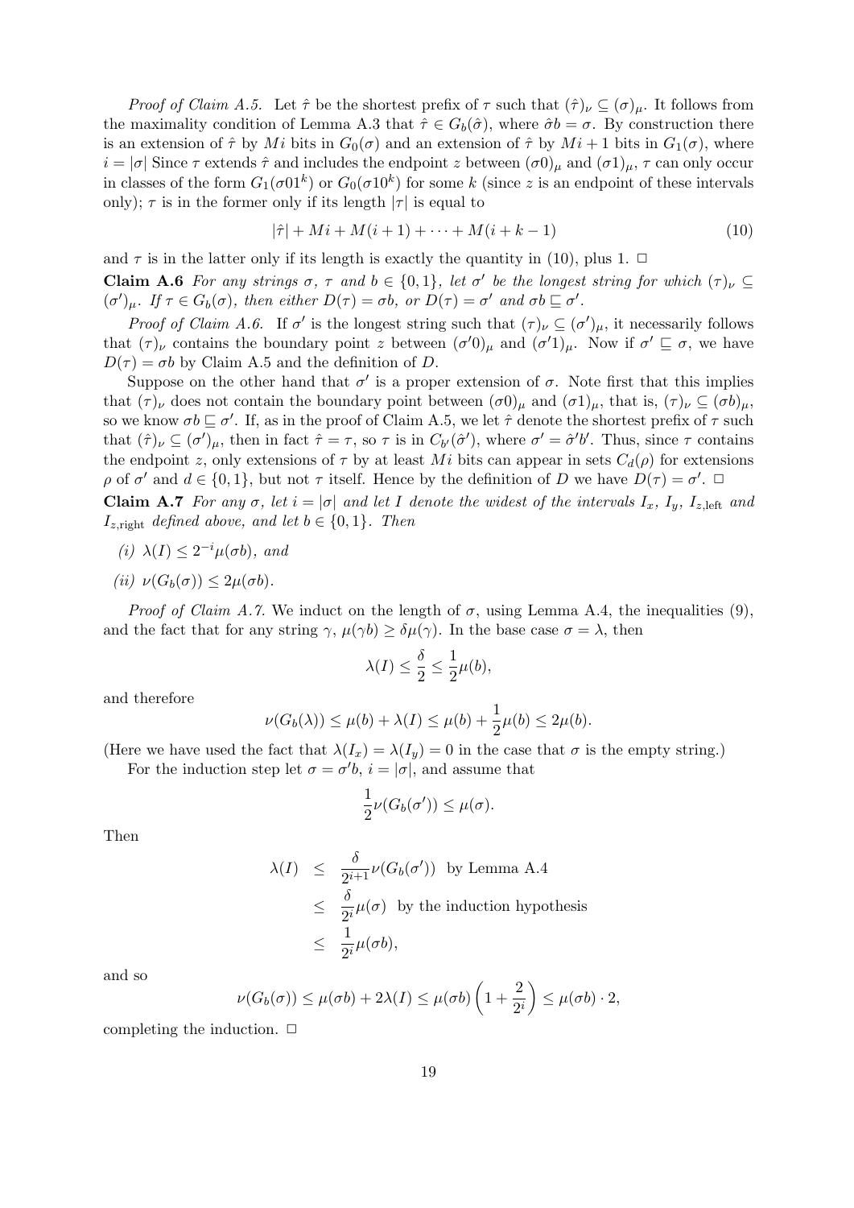*Proof of Claim A.5.* Let $\hat{\tau}$ be the shortest prefix of $\tau$ such that $(\hat{\tau})_\nu \subseteq (\sigma)_\mu$. It follows from the maximality condition of Lemma A.3 that $\hat{\tau} \in G_b(\hat{\sigma})$, where $\hat{\sigma}b = \sigma$. By construction there is an extension of $\hat{\tau}$ by $Mi$ bits in $G_0(\sigma)$ and an extension of $\hat{\tau}$ by $Mi+1$ bits in $G_1(\sigma)$, where $i = |\sigma|$ Since $\tau$ extends $\hat{\tau}$ and includes the endpoint $z$ between $(\sigma 0)_\mu$ and $(\sigma 1)_\mu$, $\tau$ can only occur in classes of the form $G_1(\sigma 01^k)$ or $G_0(\sigma 10^k)$ for some $k$ (since $z$ is an endpoint of these intervals only); $\tau$ is in the former only if its length $|\tau|$ is equal to

$$|\hat{\tau}| + Mi + M(i+1) + \cdots + M(i+k-1) \tag{10}$$

and $\tau$ is in the latter only if its length is exactly the quantity in (10), plus 1. $\square$

**Claim A.6** *For any strings $\sigma$, $\tau$ and $b \in \{0,1\}$, let $\sigma'$ be the longest string for which $(\tau)_\nu \subseteq (\sigma')_\mu$. If $\tau \in G_b(\sigma)$, then either $D(\tau) = \sigma b$, or $D(\tau) = \sigma'$ and $\sigma b \sqsubseteq \sigma'$.*

*Proof of Claim A.6.* If $\sigma'$ is the longest string such that $(\tau)_\nu \subseteq (\sigma')_\mu$, it necessarily follows that $(\tau)_\nu$ contains the boundary point $z$ between $(\sigma' 0)_\mu$ and $(\sigma' 1)_\mu$. Now if $\sigma' \sqsubseteq \sigma$, we have $D(\tau) = \sigma b$ by Claim A.5 and the definition of $D$.

Suppose on the other hand that $\sigma'$ is a proper extension of $\sigma$. Note first that this implies that $(\tau)_\nu$ does not contain the boundary point between $(\sigma 0)_\mu$ and $(\sigma 1)_\mu$, that is, $(\tau)_\nu \subseteq (\sigma b)_\mu$, so we know $\sigma b \sqsubseteq \sigma'$. If, as in the proof of Claim A.5, we let $\hat{\tau}$ denote the shortest prefix of $\tau$ such that $(\hat{\tau})_\nu \subseteq (\sigma')_\mu$, then in fact $\hat{\tau} = \tau$, so $\tau$ is in $C_{b'}(\hat{\sigma}')$, where $\sigma' = \hat{\sigma}' b'$. Thus, since $\tau$ contains the endpoint $z$, only extensions of $\tau$ by at least $Mi$ bits can appear in sets $C_d(\rho)$ for extensions $\rho$ of $\sigma'$ and $d \in \{0,1\}$, but not $\tau$ itself. Hence by the definition of $D$ we have $D(\tau) = \sigma'$. $\square$

**Claim A.7** *For any $\sigma$, let $i = |\sigma|$ and let $I$ denote the widest of the intervals $I_x$, $I_y$, $I_{z,\text{left}}$ and $I_{z,\text{right}}$ defined above, and let $b \in \{0,1\}$. Then*

*(i) $\lambda(I) \le 2^{-i}\mu(\sigma b)$, and*

*(ii) $\nu(G_b(\sigma)) \le 2\mu(\sigma b)$.*

*Proof of Claim A.7.* We induct on the length of $\sigma$, using Lemma A.4, the inequalities (9), and the fact that for any string $\gamma$, $\mu(\gamma b) \ge \delta\mu(\gamma)$. In the base case $\sigma = \lambda$, then

$$\lambda(I) \le \frac{\delta}{2} \le \frac{1}{2}\mu(b),$$

and therefore

$$\nu(G_b(\lambda)) \le \mu(b) + \lambda(I) \le \mu(b) + \frac{1}{2}\mu(b) \le 2\mu(b).$$

(Here we have used the fact that $\lambda(I_x) = \lambda(I_y) = 0$ in the case that $\sigma$ is the empty string.)

For the induction step let $\sigma = \sigma' b$, $i = |\sigma|$, and assume that

$$\frac{1}{2}\nu(G_b(\sigma')) \le \mu(\sigma).$$

Then

$$\begin{aligned}
\lambda(I) &\le \frac{\delta}{2^{i+1}}\nu(G_b(\sigma')) \quad \text{by Lemma A.4} \\
&\le \frac{\delta}{2^i}\mu(\sigma) \quad \text{by the induction hypothesis} \\
&\le \frac{1}{2^i}\mu(\sigma b),
\end{aligned}$$

and so

$$\nu(G_b(\sigma)) \le \mu(\sigma b) + 2\lambda(I) \le \mu(\sigma b)\left(1 + \frac{2}{2^i}\right) \le \mu(\sigma b) \cdot 2,$$

completing the induction. $\square$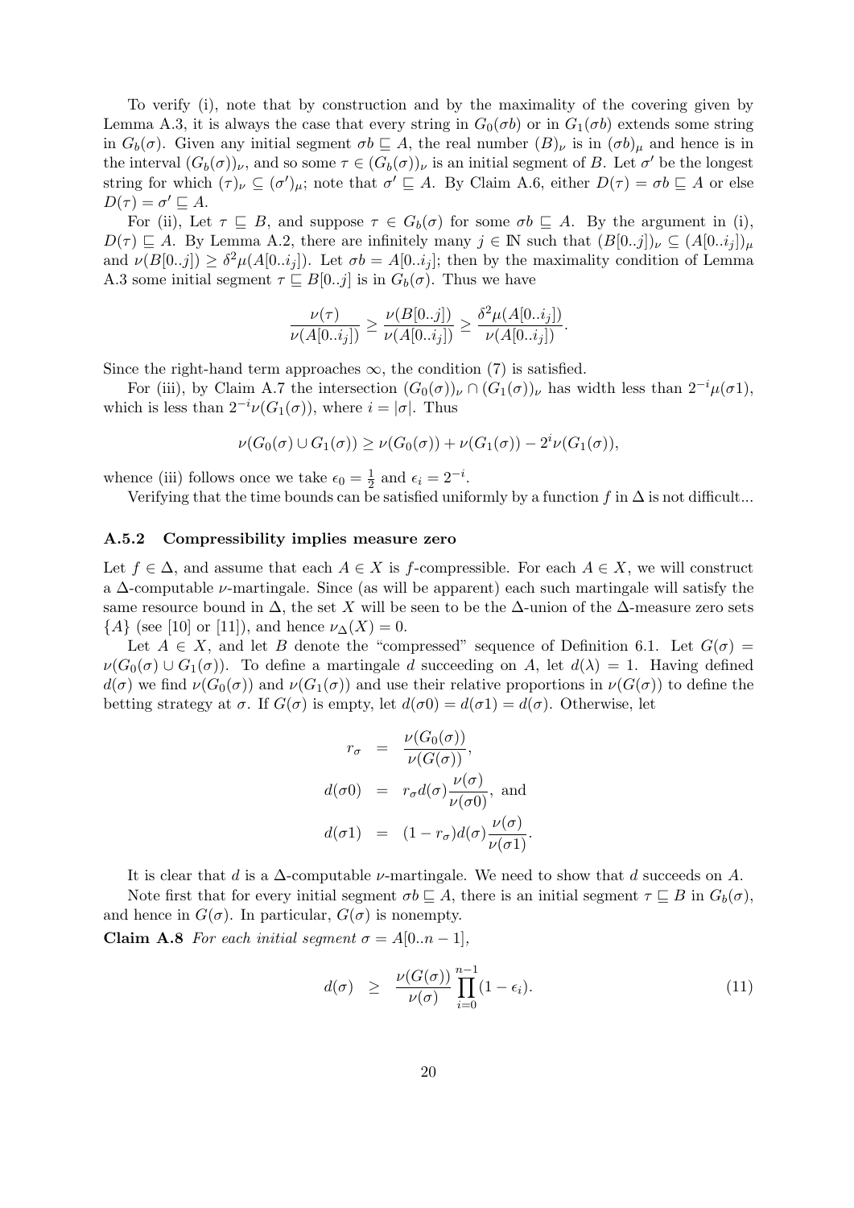To verify (i), note that by construction and by the maximality of the covering given by Lemma A.3, it is always the case that every string in $G_0(\sigma b)$ or in $G_1(\sigma b)$ extends some string in $G_b(\sigma)$. Given any initial segment $\sigma b \sqsubseteq A$, the real number $(B)_\nu$ is in $(\sigma b)_\mu$ and hence is in the interval $(G_b(\sigma))_\nu$, and so some $\tau \in (G_b(\sigma))_\nu$ is an initial segment of $B$. Let $\sigma'$ be the longest string for which $(\tau)_\nu \subseteq (\sigma')_\mu$; note that $\sigma' \sqsubseteq A$. By Claim A.6, either $D(\tau) = \sigma b \sqsubseteq A$ or else $D(\tau) = \sigma' \sqsubseteq A$.

For (ii), Let $\tau \sqsubseteq B$, and suppose $\tau \in G_b(\sigma)$ for some $\sigma b \sqsubseteq A$. By the argument in (i), $D(\tau) \sqsubseteq A$. By Lemma A.2, there are infinitely many $j \in \mathbb{N}$ such that $(B[0..j])_\nu \subseteq (A[0..i_j])_\mu$ and $\nu(B[0..j]) \geq \delta^2 \mu(A[0..i_j])$. Let $\sigma b = A[0..i_j]$; then by the maximality condition of Lemma A.3 some initial segment $\tau \sqsubseteq B[0..j]$ is in $G_b(\sigma)$. Thus we have

$$\frac{\nu(\tau)}{\nu(A[0..i_j])} \geq \frac{\nu(B[0..j])}{\nu(A[0..i_j])} \geq \frac{\delta^2 \mu(A[0..i_j])}{\nu(A[0..i_j])}.$$

Since the right-hand term approaches $\infty$, the condition (7) is satisfied.

For (iii), by Claim A.7 the intersection $(G_0(\sigma))_\nu \cap (G_1(\sigma))_\nu$ has width less than $2^{-i}\mu(\sigma 1)$, which is less than $2^{-i}\nu(G_1(\sigma))$, where $i = |\sigma|$. Thus

$$\nu(G_0(\sigma) \cup G_1(\sigma)) \geq \nu(G_0(\sigma)) + \nu(G_1(\sigma)) - 2^i \nu(G_1(\sigma)),$$

whence (iii) follows once we take $\epsilon_0 = \frac{1}{2}$ and $\epsilon_i = 2^{-i}$.

Verifying that the time bounds can be satisfied uniformly by a function $f$ in $\Delta$ is not difficult...

### A.5.2 Compressibility implies measure zero

Let $f \in \Delta$, and assume that each $A \in X$ is $f$-compressible. For each $A \in X$, we will construct a $\Delta$-computable $\nu$-martingale. Since (as will be apparent) each such martingale will satisfy the same resource bound in $\Delta$, the set $X$ will be seen to be the $\Delta$-union of the $\Delta$-measure zero sets $\{A\}$ (see [10] or [11]), and hence $\nu_\Delta(X) = 0$.

Let $A \in X$, and let $B$ denote the "compressed" sequence of Definition 6.1. Let $G(\sigma) = \nu(G_0(\sigma) \cup G_1(\sigma))$. To define a martingale $d$ succeeding on $A$, let $d(\lambda) = 1$. Having defined $d(\sigma)$ we find $\nu(G_0(\sigma))$ and $\nu(G_1(\sigma))$ and use their relative proportions in $\nu(G(\sigma))$ to define the betting strategy at $\sigma$. If $G(\sigma)$ is empty, let $d(\sigma 0) = d(\sigma 1) = d(\sigma)$. Otherwise, let

$$\begin{aligned}
r_\sigma &= \frac{\nu(G_0(\sigma))}{\nu(G(\sigma))}, \\
d(\sigma 0) &= r_\sigma d(\sigma) \frac{\nu(\sigma)}{\nu(\sigma 0)}, \text{ and} \\
d(\sigma 1) &= (1 - r_\sigma) d(\sigma) \frac{\nu(\sigma)}{\nu(\sigma 1)}.
\end{aligned}$$

It is clear that $d$ is a $\Delta$-computable $\nu$-martingale. We need to show that $d$ succeeds on $A$.

Note first that for every initial segment $\sigma b \sqsubseteq A$, there is an initial segment $\tau \sqsubseteq B$ in $G_b(\sigma)$, and hence in $G(\sigma)$. In particular, $G(\sigma)$ is nonempty.

**Claim A.8** *For each initial segment $\sigma = A[0..n-1]$,*

$$d(\sigma) \;\; \geq \;\; \frac{\nu(G(\sigma))}{\nu(\sigma)} \prod_{i=0}^{n-1} (1 - \epsilon_i). \tag{11}$$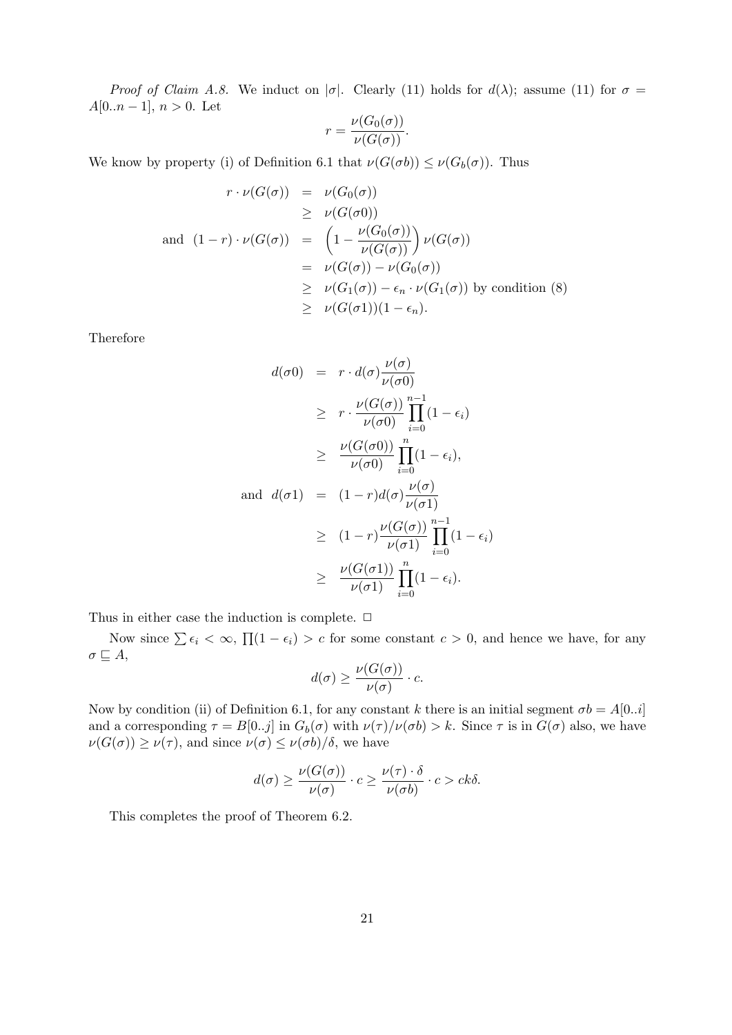*Proof of Claim A.8.* We induct on $|\sigma|$. Clearly (11) holds for $d(\lambda)$; assume (11) for $\sigma = A[0..n-1]$, $n > 0$. Let

$$r = \frac{\nu(G_0(\sigma))}{\nu(G(\sigma))}.$$

We know by property (i) of Definition 6.1 that $\nu(G(\sigma b)) \leq \nu(G_b(\sigma))$. Thus

$$\begin{aligned}
r \cdot \nu(G(\sigma)) &= \nu(G_0(\sigma)) \\
&\geq \nu(G(\sigma 0)) \\
\text{and } \ (1-r) \cdot \nu(G(\sigma)) &= \left(1 - \frac{\nu(G_0(\sigma))}{\nu(G(\sigma))}\right) \nu(G(\sigma)) \\
&= \nu(G(\sigma)) - \nu(G_0(\sigma)) \\
&\geq \nu(G_1(\sigma)) - \epsilon_n \cdot \nu(G_1(\sigma)) \text{ by condition (8)} \\
&\geq \nu(G(\sigma 1))(1 - \epsilon_n).
\end{aligned}$$

Therefore

$$\begin{aligned}
d(\sigma 0) &= r \cdot d(\sigma) \frac{\nu(\sigma)}{\nu(\sigma 0)} \\
&\geq r \cdot \frac{\nu(G(\sigma))}{\nu(\sigma 0)} \prod_{i=0}^{n-1} (1 - \epsilon_i) \\
&\geq \frac{\nu(G(\sigma 0))}{\nu(\sigma 0)} \prod_{i=0}^{n} (1 - \epsilon_i), \\
\text{and } \ d(\sigma 1) &= (1-r) d(\sigma) \frac{\nu(\sigma)}{\nu(\sigma 1)} \\
&\geq (1-r) \frac{\nu(G(\sigma))}{\nu(\sigma 1)} \prod_{i=0}^{n-1} (1 - \epsilon_i) \\
&\geq \frac{\nu(G(\sigma 1))}{\nu(\sigma 1)} \prod_{i=0}^{n} (1 - \epsilon_i).
\end{aligned}$$

Thus in either case the induction is complete. $\square$

Now since $\sum \epsilon_i < \infty$, $\prod(1 - \epsilon_i) > c$ for some constant $c > 0$, and hence we have, for any $\sigma \sqsubseteq A$,

$$d(\sigma) \geq \frac{\nu(G(\sigma))}{\nu(\sigma)} \cdot c.$$

Now by condition (ii) of Definition 6.1, for any constant $k$ there is an initial segment $\sigma b = A[0..i]$ and a corresponding $\tau = B[0..j]$ in $G_b(\sigma)$ with $\nu(\tau)/\nu(\sigma b) > k$. Since $\tau$ is in $G(\sigma)$ also, we have $\nu(G(\sigma)) \geq \nu(\tau)$, and since $\nu(\sigma) \leq \nu(\sigma b)/\delta$, we have

$$d(\sigma) \geq \frac{\nu(G(\sigma))}{\nu(\sigma)} \cdot c \geq \frac{\nu(\tau) \cdot \delta}{\nu(\sigma b)} \cdot c > ck\delta.$$

This completes the proof of Theorem 6.2.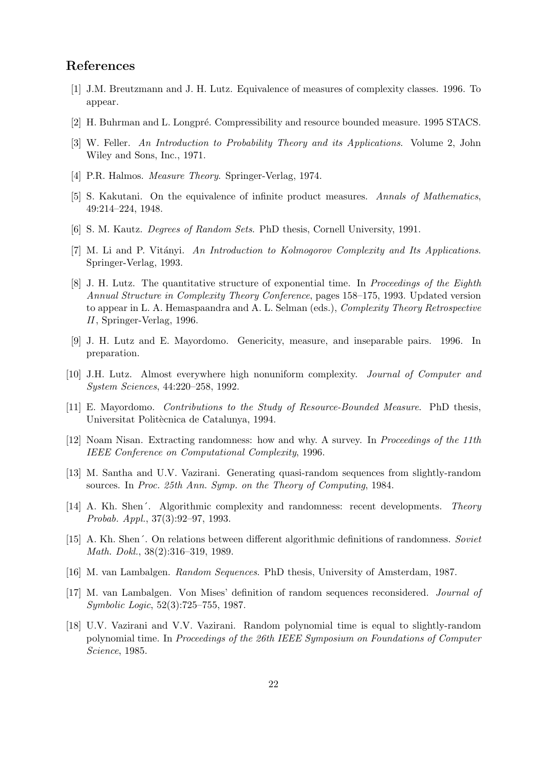## References

[1] J.M. Breutzmann and J. H. Lutz. Equivalence of measures of complexity classes. 1996. To appear.

[2] H. Buhrman and L. Longpré. Compressibility and resource bounded measure. 1995 STACS.

[3] W. Feller. *An Introduction to Probability Theory and its Applications*. Volume 2, John Wiley and Sons, Inc., 1971.

[4] P.R. Halmos. *Measure Theory*. Springer-Verlag, 1974.

[5] S. Kakutani. On the equivalence of infinite product measures. *Annals of Mathematics*, 49:214–224, 1948.

[6] S. M. Kautz. *Degrees of Random Sets*. PhD thesis, Cornell University, 1991.

[7] M. Li and P. Vitányi. *An Introduction to Kolmogorov Complexity and Its Applications*. Springer-Verlag, 1993.

[8] J. H. Lutz. The quantitative structure of exponential time. In *Proceedings of the Eighth Annual Structure in Complexity Theory Conference*, pages 158–175, 1993. Updated version to appear in L. A. Hemaspaandra and A. L. Selman (eds.), *Complexity Theory Retrospective II*, Springer-Verlag, 1996.

[9] J. H. Lutz and E. Mayordomo. Genericity, measure, and inseparable pairs. 1996. In preparation.

[10] J.H. Lutz. Almost everywhere high nonuniform complexity. *Journal of Computer and System Sciences*, 44:220–258, 1992.

[11] E. Mayordomo. *Contributions to the Study of Resource-Bounded Measure*. PhD thesis, Universitat Politècnica de Catalunya, 1994.

[12] Noam Nisan. Extracting randomness: how and why. A survey. In *Proceedings of the 11th IEEE Conference on Computational Complexity*, 1996.

[13] M. Santha and U.V. Vazirani. Generating quasi-random sequences from slightly-random sources. In *Proc. 25th Ann. Symp. on the Theory of Computing*, 1984.

[14] A. Kh. Shen´. Algorithmic complexity and randomness: recent developments. *Theory Probab. Appl.*, 37(3):92–97, 1993.

[15] A. Kh. Shen´. On relations between different algorithmic definitions of randomness. *Soviet Math. Dokl.*, 38(2):316–319, 1989.

[16] M. van Lambalgen. *Random Sequences*. PhD thesis, University of Amsterdam, 1987.

[17] M. van Lambalgen. Von Mises' definition of random sequences reconsidered. *Journal of Symbolic Logic*, 52(3):725–755, 1987.

[18] U.V. Vazirani and V.V. Vazirani. Random polynomial time is equal to slightly-random polynomial time. In *Proceedings of the 26th IEEE Symposium on Foundations of Computer Science*, 1985.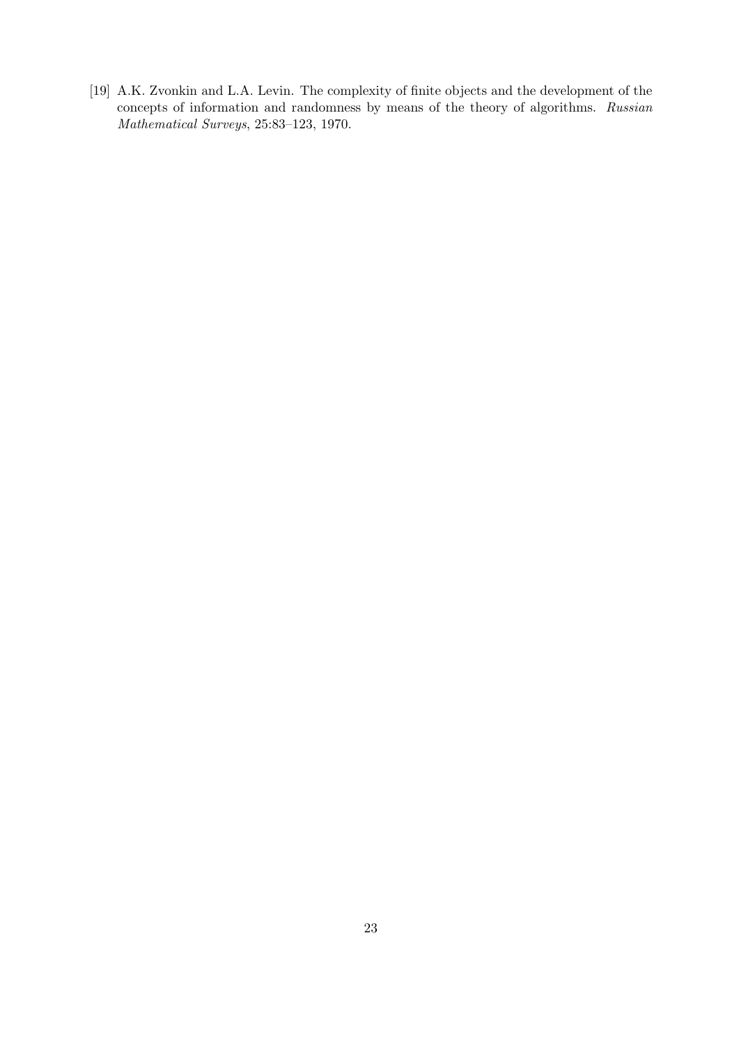[19] A.K. Zvonkin and L.A. Levin. The complexity of finite objects and the development of the concepts of information and randomness by means of the theory of algorithms. *Russian Mathematical Surveys*, 25:83–123, 1970.